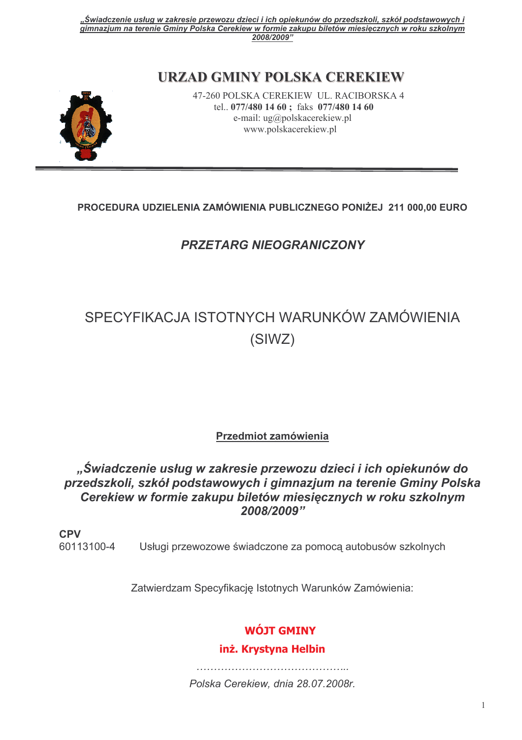# URZAD GMINY POLSKA CEREKIEW

47-260 POLSKA CEREKIEW UL. RACIBORSKA 4
tel.. **077/480 14 60 ;** faks **077/480 14 60**
e-mail: ug@polskacerekiew.pl
www.polskacerekiew.pl

---

**PROCEDURA UDZIELENIA ZAMÓWIENIA PUBLICZNEGO PONIŻEJ 211 000,00 EURO**

## *PRZETARG NIEOGRANICZONY*

# SPECYFIKACJA ISTOTNYCH WARUNKÓW ZAMÓWIENIA (SIWZ)

**Przedmiot zamówienia**

***„Świadczenie usług w zakresie przewozu dzieci i ich opiekunów do przedszkoli, szkół podstawowych i gimnazjum na terenie Gminy Polska Cerekiew w formie zakupu biletów miesięcznych w roku szkolnym 2008/2009"***

**CPV**
60113100-4 Usługi przewozowe świadczone za pomocą autobusów szkolnych

Zatwierdzam Specyfikację Istotnych Warunków Zamówienia:

**WÓJT GMINY**

**inż. Krystyna Helbin**

……………………………………..

*Polska Cerekiew, dnia 28.07.2008r.*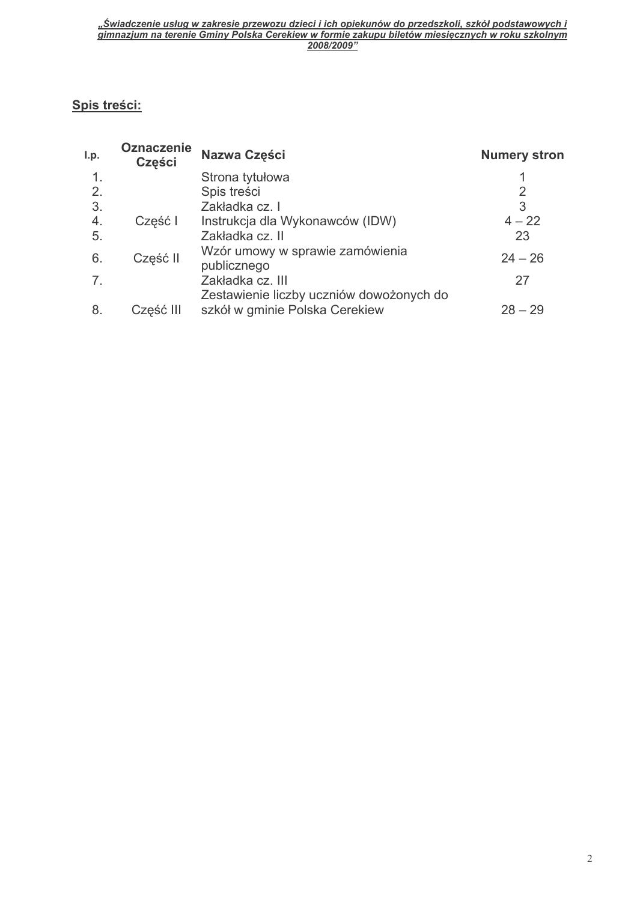## Spis treści:

| l.p. | Oznaczenie Części | Nazwa Części | Numery stron |
|---|---|---|---|
| 1. | | Strona tytułowa | 1 |
| 2. | | Spis treści | 2 |
| 3. | | Zakładka cz. I | 3 |
| 4. | Część I | Instrukcja dla Wykonawców (IDW) | 4 – 22 |
| 5. | | Zakładka cz. II | 23 |
| 6. | Część II | Wzór umowy w sprawie zamówienia publicznego | 24 – 26 |
| 7. | | Zakładka cz. III | 27 |
| 8. | Część III | Zestawienie liczby uczniów dowożonych do szkół w gminie Polska Cerekiew | 28 – 29 |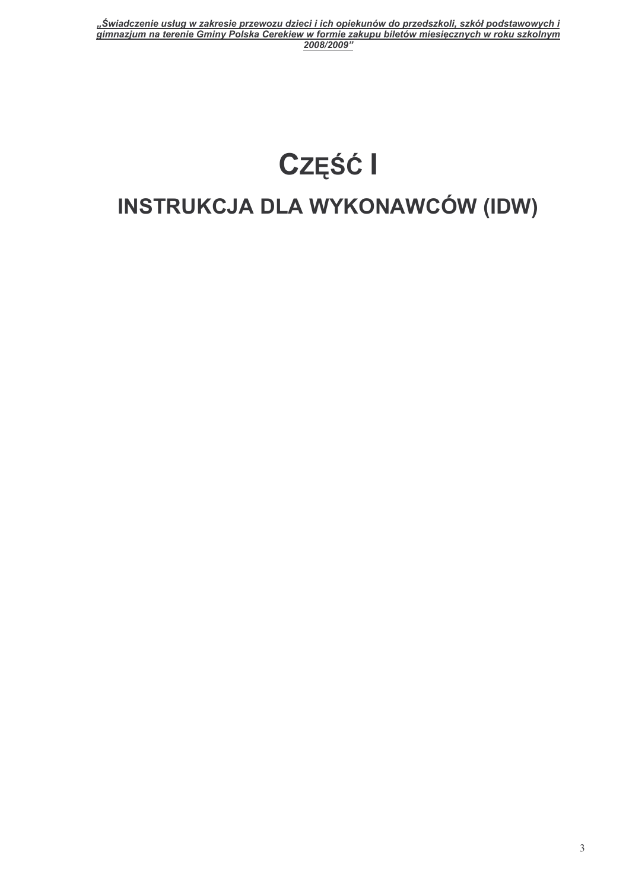# CZĘŚĆ I

## INSTRUKCJA DLA WYKONAWCÓW (IDW)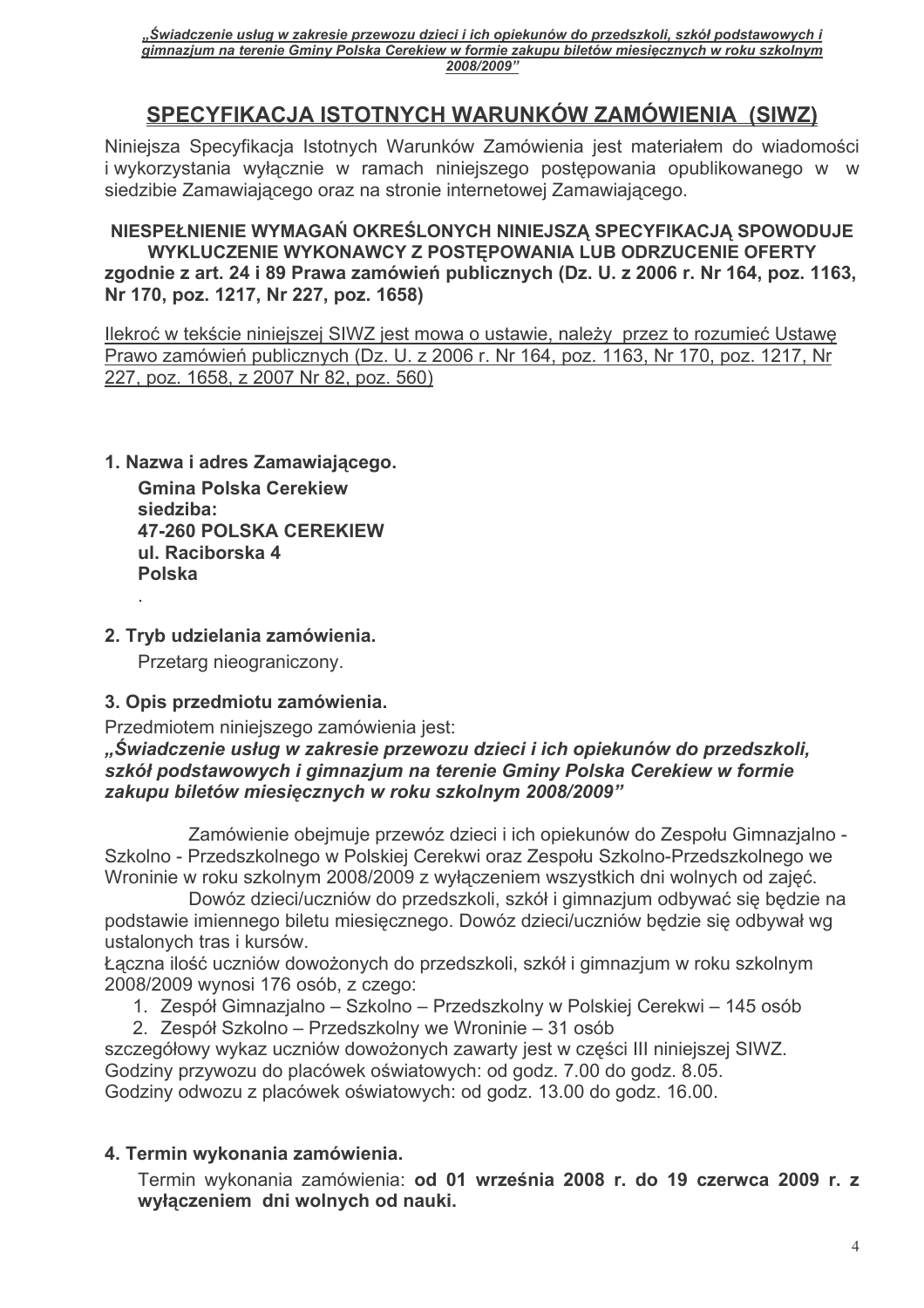## SPECYFIKACJA ISTOTNYCH WARUNKÓW ZAMÓWIENIA (SIWZ)

Niniejsza Specyfikacja Istotnych Warunków Zamówienia jest materiałem do wiadomości i wykorzystania wyłącznie w ramach niniejszego postępowania opublikowanego w w siedzibie Zamawiającego oraz na stronie internetowej Zamawiającego.

**NIESPEŁNIENIE WYMAGAŃ OKREŚLONYCH NINIEJSZĄ SPECYFIKACJĄ SPOWODUJE WYKLUCZENIE WYKONAWCY Z POSTĘPOWANIA LUB ODRZUCENIE OFERTY zgodnie z art. 24 i 89 Prawa zamówień publicznych (Dz. U. z 2006 r. Nr 164, poz. 1163, Nr 170, poz. 1217, Nr 227, poz. 1658)**

Ilekroć w tekście niniejszej SIWZ jest mowa o ustawie, należy przez to rozumieć Ustawę Prawo zamówień publicznych (Dz. U. z 2006 r. Nr 164, poz. 1163, Nr 170, poz. 1217, Nr 227, poz. 1658, z 2007 Nr 82, poz. 560)

### 1. Nazwa i adres Zamawiającego.

**Gmina Polska Cerekiew**
**siedziba:**
**47-260 POLSKA CEREKIEW**
**ul. Raciborska 4**
**Polska**

### 2. Tryb udzielania zamówienia.

Przetarg nieograniczony.

### 3. Opis przedmiotu zamówienia.

Przedmiotem niniejszego zamówienia jest:
***„Świadczenie usług w zakresie przewozu dzieci i ich opiekunów do przedszkoli, szkół podstawowych i gimnazjum na terenie Gminy Polska Cerekiew w formie zakupu biletów miesięcznych w roku szkolnym 2008/2009"***

Zamówienie obejmuje przewóz dzieci i ich opiekunów do Zespołu Gimnazjalno - Szkolno - Przedszkolnego w Polskiej Cerekwi oraz Zespołu Szkolno-Przedszkolnego we Wroninie w roku szkolnym 2008/2009 z wyłączeniem wszystkich dni wolnych od zajęć.

Dowóz dzieci/uczniów do przedszkoli, szkół i gimnazjum odbywać się będzie na podstawie imiennego biletu miesięcznego. Dowóz dzieci/uczniów będzie się odbywał wg ustalonych tras i kursów.

Łączna ilość uczniów dowożonych do przedszkoli, szkół i gimnazjum w roku szkolnym 2008/2009 wynosi 176 osób, z czego:

1. Zespół Gimnazjalno – Szkolno – Przedszkolny w Polskiej Cerekwi – 145 osób
2. Zespół Szkolno – Przedszkolny we Wroninie – 31 osób

szczegółowy wykaz uczniów dowożonych zawarty jest w części III niniejszej SIWZ.
Godziny przywozu do placówek oświatowych: od godz. 7.00 do godz. 8.05.
Godziny odwozu z placówek oświatowych: od godz. 13.00 do godz. 16.00.

### 4. Termin wykonania zamówienia.

Termin wykonania zamówienia: **od 01 września 2008 r. do 19 czerwca 2009 r. z wyłączeniem dni wolnych od nauki.**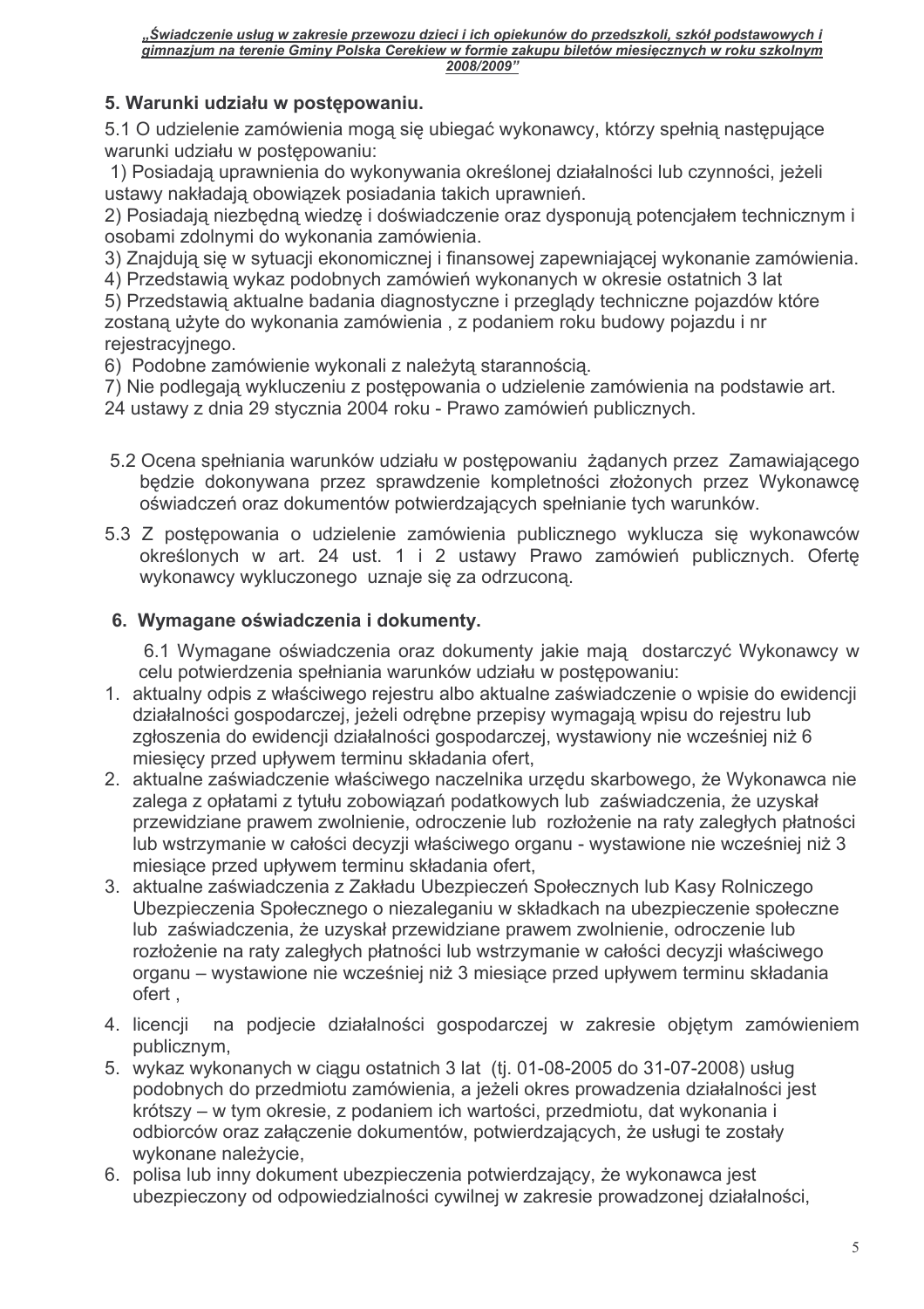## 5. Warunki udziału w postępowaniu.

5.1 O udzielenie zamówienia mogą się ubiegać wykonawcy, którzy spełnią następujące warunki udziału w postępowaniu:

1) Posiadają uprawnienia do wykonywania określonej działalności lub czynności, jeżeli ustawy nakładają obowiązek posiadania takich uprawnień.
2) Posiadają niezbędną wiedzę i doświadczenie oraz dysponują potencjałem technicznym i osobami zdolnymi do wykonania zamówienia.
3) Znajdują się w sytuacji ekonomicznej i finansowej zapewniającej wykonanie zamówienia.
4) Przedstawią wykaz podobnych zamówień wykonanych w okresie ostatnich 3 lat
5) Przedstawią aktualne badania diagnostyczne i przeglądy techniczne pojazdów które zostaną użyte do wykonania zamówienia , z podaniem roku budowy pojazdu i nr rejestracyjnego.
6) Podobne zamówienie wykonali z należytą starannością.
7) Nie podlegają wykluczeniu z postępowania o udzielenie zamówienia na podstawie art. 24 ustawy z dnia 29 stycznia 2004 roku - Prawo zamówień publicznych.

5.2 Ocena spełniania warunków udziału w postępowaniu żądanych przez Zamawiającego będzie dokonywana przez sprawdzenie kompletności złożonych przez Wykonawcę oświadczeń oraz dokumentów potwierdzających spełnianie tych warunków.

5.3 Z postępowania o udzielenie zamówienia publicznego wyklucza się wykonawców określonych w art. 24 ust. 1 i 2 ustawy Prawo zamówień publicznych. Ofertę wykonawcy wykluczonego uznaje się za odrzuconą.

## 6. Wymagane oświadczenia i dokumenty.

6.1 Wymagane oświadczenia oraz dokumenty jakie mają dostarczyć Wykonawcy w celu potwierdzenia spełniania warunków udziału w postępowaniu:

1. aktualny odpis z właściwego rejestru albo aktualne zaświadczenie o wpisie do ewidencji działalności gospodarczej, jeżeli odrębne przepisy wymagają wpisu do rejestru lub zgłoszenia do ewidencji działalności gospodarczej, wystawiony nie wcześniej niż 6 miesięcy przed upływem terminu składania ofert,
2. aktualne zaświadczenie właściwego naczelnika urzędu skarbowego, że Wykonawca nie zalega z opłatami z tytułu zobowiązań podatkowych lub zaświadczenia, że uzyskał przewidziane prawem zwolnienie, odroczenie lub rozłożenie na raty zaległych płatności lub wstrzymanie w całości decyzji właściwego organu - wystawione nie wcześniej niż 3 miesiące przed upływem terminu składania ofert,
3. aktualne zaświadczenia z Zakładu Ubezpieczeń Społecznych lub Kasy Rolniczego Ubezpieczenia Społecznego o niezaleganiu w składkach na ubezpieczenie społeczne lub zaświadczenia, że uzyskał przewidziane prawem zwolnienie, odroczenie lub rozłożenie na raty zaległych płatności lub wstrzymanie w całości decyzji właściwego organu – wystawione nie wcześniej niż 3 miesiące przed upływem terminu składania ofert ,
4. licencji na podjecie działalności gospodarczej w zakresie objętym zamówieniem publicznym,
5. wykaz wykonanych w ciągu ostatnich 3 lat (tj. 01-08-2005 do 31-07-2008) usług podobnych do przedmiotu zamówienia, a jeżeli okres prowadzenia działalności jest krótszy – w tym okresie, z podaniem ich wartości, przedmiotu, dat wykonania i odbiorców oraz załączenie dokumentów, potwierdzających, że usługi te zostały wykonane należycie,
6. polisa lub inny dokument ubezpieczenia potwierdzający, że wykonawca jest ubezpieczony od odpowiedzialności cywilnej w zakresie prowadzonej działalności,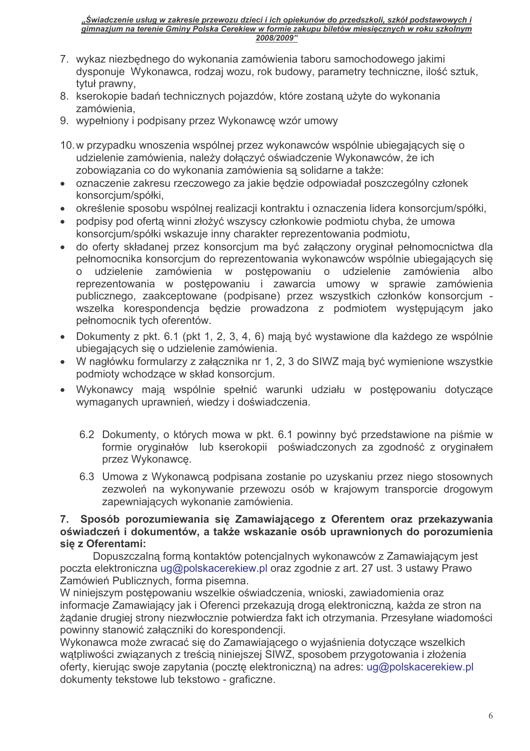7. wykaz niezbędnego do wykonania zamówienia taboru samochodowego jakimi dysponuje Wykonawca, rodzaj wozu, rok budowy, parametry techniczne, ilość sztuk, tytuł prawny,
8. kserokopie badań technicznych pojazdów, które zostaną użyte do wykonania zamówienia,
9. wypełniony i podpisany przez Wykonawcę wzór umowy
10. w przypadku wnoszenia wspólnej przez wykonawców wspólnie ubiegających się o udzielenie zamówienia, należy dołączyć oświadczenie Wykonawców, że ich zobowiązania co do wykonania zamówienia są solidarne a także:

- oznaczenie zakresu rzeczowego za jakie będzie odpowiadał poszczególny członek konsorcjum/spółki,
- określenie sposobu wspólnej realizacji kontraktu i oznaczenia lidera konsorcjum/spółki,
- podpisy pod ofertą winni złożyć wszyscy członkowie podmiotu chyba, że umowa konsorcjum/spółki wskazuje inny charakter reprezentowania podmiotu,
- do oferty składanej przez konsorcjum ma być załączony oryginał pełnomocnictwa dla pełnomocnika konsorcjum do reprezentowania wykonawców wspólnie ubiegających się o udzielenie zamówienia w postępowaniu o udzielenie zamówienia albo reprezentowania w postępowaniu i zawarcia umowy w sprawie zamówienia publicznego, zaakceptowane (podpisane) przez wszystkich członków konsorcjum - wszelka korespondencja będzie prowadzona z podmiotem występującym jako pełnomocnik tych oferentów.
- Dokumenty z pkt. 6.1 (pkt 1, 2, 3, 4, 6) mają być wystawione dla każdego ze wspólnie ubiegających się o udzielenie zamówienia.
- W nagłówku formularzy z załącznika nr 1, 2, 3 do SIWZ mają być wymienione wszystkie podmioty wchodzące w skład konsorcjum.
- Wykonawcy mają wspólnie spełnić warunki udziału w postępowaniu dotyczące wymaganych uprawnień, wiedzy i doświadczenia.

6.2 Dokumenty, o których mowa w pkt. 6.1 powinny być przedstawione na piśmie w formie oryginałów lub kserokopii poświadczonych za zgodność z oryginałem przez Wykonawcę.

6.3 Umowa z Wykonawcą podpisana zostanie po uzyskaniu przez niego stosownych zezwoleń na wykonywanie przewozu osób w krajowym transporcie drogowym zapewniających wykonanie zamówienia.

**7. Sposób porozumiewania się Zamawiającego z Oferentem oraz przekazywania oświadczeń i dokumentów, a także wskazanie osób uprawnionych do porozumienia się z Oferentami:**

Dopuszczalną formą kontaktów potencjalnych wykonawców z Zamawiającym jest poczta elektroniczna ug@polskacerekiew.pl oraz zgodnie z art. 27 ust. 3 ustawy Prawo Zamówień Publicznych, forma pisemna.
W niniejszym postępowaniu wszelkie oświadczenia, wnioski, zawiadomienia oraz informacje Zamawiający jak i Oferenci przekazują drogą elektroniczną, każda ze stron na żądanie drugiej strony niezwłocznie potwierdza fakt ich otrzymania. Przesyłane wiadomości powinny stanowić załączniki do korespondencji.
Wykonawca może zwracać się do Zamawiającego o wyjaśnienia dotyczące wszelkich wątpliwości związanych z treścią niniejszej SIWZ, sposobem przygotowania i złożenia oferty, kierując swoje zapytania (pocztę elektroniczną) na adres: ug@polskacerekiew.pl dokumenty tekstowe lub tekstowo - graficzne.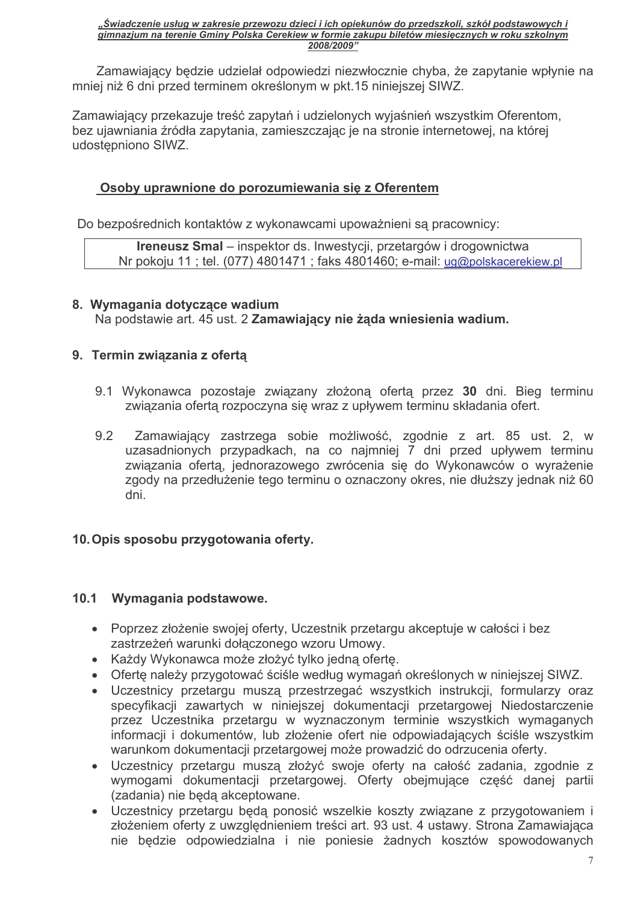Zamawiający będzie udzielał odpowiedzi niezwłocznie chyba, że zapytanie wpłynie na mniej niż 6 dni przed terminem określonym w pkt.15 niniejszej SIWZ.

Zamawiający przekazuje treść zapytań i udzielonych wyjaśnień wszystkim Oferentom, bez ujawniania źródła zapytania, zamieszczając je na stronie internetowej, na której udostępniono SIWZ.

**Osoby uprawnione do porozumiewania się z Oferentem**

Do bezpośrednich kontaktów z wykonawcami upoważnieni są pracownicy:

| **Ireneusz Smal** – inspektor ds. Inwestycji, przetargów i drogownictwa<br>Nr pokoju 11 ; tel. (077) 4801471 ; faks 4801460; e-mail: ug@polskacerekiew.pl |
|---|

## 8. Wymagania dotyczące wadium

Na podstawie art. 45 ust. 2 **Zamawiający nie żąda wniesienia wadium.**

## 9. Termin związania z ofertą

9.1 Wykonawca pozostaje związany złożoną ofertą przez **30** dni. Bieg terminu związania ofertą rozpoczyna się wraz z upływem terminu składania ofert.

9.2 Zamawiający zastrzega sobie możliwość, zgodnie z art. 85 ust. 2, w uzasadnionych przypadkach, na co najmniej 7 dni przed upływem terminu związania ofertą, jednorazowego zwrócenia się do Wykonawców o wyrażenie zgody na przedłużenie tego terminu o oznaczony okres, nie dłuższy jednak niż 60 dni.

## 10. Opis sposobu przygotowania oferty.

### 10.1 Wymagania podstawowe.

- Poprzez złożenie swojej oferty, Uczestnik przetargu akceptuje w całości i bez zastrzeżeń warunki dołączonego wzoru Umowy.
- Każdy Wykonawca może złożyć tylko jedną ofertę.
- Ofertę należy przygotować ściśle według wymagań określonych w niniejszej SIWZ.
- Uczestnicy przetargu muszą przestrzegać wszystkich instrukcji, formularzy oraz specyfikacji zawartych w niniejszej dokumentacji przetargowej Niedostarczenie przez Uczestnika przetargu w wyznaczonym terminie wszystkich wymaganych informacji i dokumentów, lub złożenie ofert nie odpowiadających ściśle wszystkim warunkom dokumentacji przetargowej może prowadzić do odrzucenia oferty.
- Uczestnicy przetargu muszą złożyć swoje oferty na całość zadania, zgodnie z wymogami dokumentacji przetargowej. Oferty obejmujące część danej partii (zadania) nie będą akceptowane.
- Uczestnicy przetargu będą ponosić wszelkie koszty związane z przygotowaniem i złożeniem oferty z uwzględnieniem treści art. 93 ust. 4 ustawy. Strona Zamawiająca nie będzie odpowiedzialna i nie poniesie żadnych kosztów spowodowanych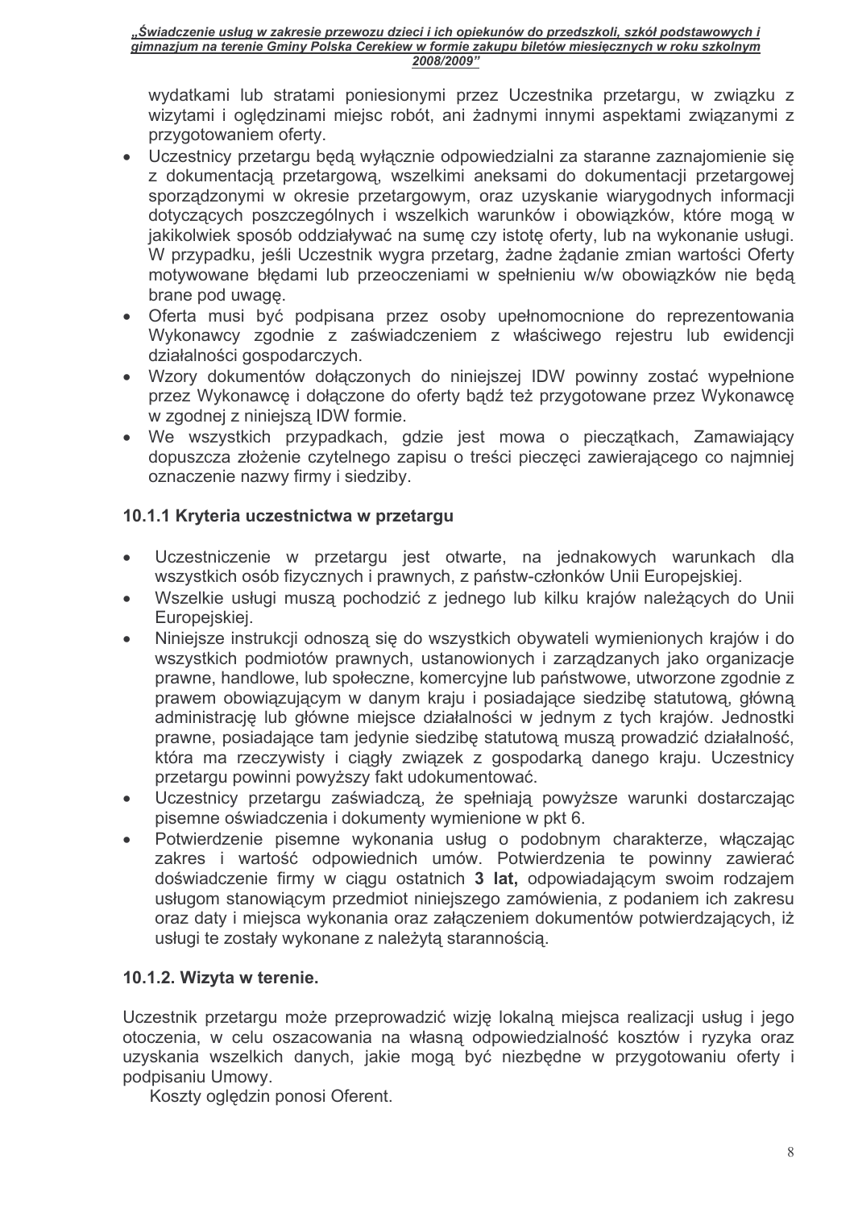wydatkami lub stratami poniesionymi przez Uczestnika przetargu, w związku z wizytami i oględzinami miejsc robót, ani żadnymi innymi aspektami związanymi z przygotowaniem oferty.

- Uczestnicy przetargu będą wyłącznie odpowiedzialni za staranne zaznajomienie się z dokumentacją przetargową, wszelkimi aneksami do dokumentacji przetargowej sporządzonymi w okresie przetargowym, oraz uzyskanie wiarygodnych informacji dotyczących poszczególnych i wszelkich warunków i obowiązków, które mogą w jakikolwiek sposób oddziaływać na sumę czy istotę oferty, lub na wykonanie usługi. W przypadku, jeśli Uczestnik wygra przetarg, żadne żądanie zmian wartości Oferty motywowane błędami lub przeoczeniami w spełnieniu w/w obowiązków nie będą brane pod uwagę.
- Oferta musi być podpisana przez osoby upełnomocnione do reprezentowania Wykonawcy zgodnie z zaświadczeniem z właściwego rejestru lub ewidencji działalności gospodarczych.
- Wzory dokumentów dołączonych do niniejszej IDW powinny zostać wypełnione przez Wykonawcę i dołączone do oferty bądź też przygotowane przez Wykonawcę w zgodnej z niniejszą IDW formie.
- We wszystkich przypadkach, gdzie jest mowa o pieczątkach, Zamawiający dopuszcza złożenie czytelnego zapisu o treści pieczęci zawierającego co najmniej oznaczenie nazwy firmy i siedziby.

### 10.1.1 Kryteria uczestnictwa w przetargu

- Uczestniczenie w przetargu jest otwarte, na jednakowych warunkach dla wszystkich osób fizycznych i prawnych, z państw-członków Unii Europejskiej.
- Wszelkie usługi muszą pochodzić z jednego lub kilku krajów należących do Unii Europejskiej.
- Niniejsze instrukcji odnoszą się do wszystkich obywateli wymienionych krajów i do wszystkich podmiotów prawnych, ustanowionych i zarządzanych jako organizacje prawne, handlowe, lub społeczne, komercyjne lub państwowe, utworzone zgodnie z prawem obowiązującym w danym kraju i posiadające siedzibę statutową, główną administrację lub główne miejsce działalności w jednym z tych krajów. Jednostki prawne, posiadające tam jedynie siedzibę statutową muszą prowadzić działalność, która ma rzeczywisty i ciągły związek z gospodarką danego kraju. Uczestnicy przetargu powinni powyższy fakt udokumentować.
- Uczestnicy przetargu zaświadczą, że spełniają powyższe warunki dostarczając pisemne oświadczenia i dokumenty wymienione w pkt 6.
- Potwierdzenie pisemne wykonania usług o podobnym charakterze, włączając zakres i wartość odpowiednich umów. Potwierdzenia te powinny zawierać doświadczenie firmy w ciągu ostatnich **3 lat,** odpowiadającym swoim rodzajem usługom stanowiącym przedmiot niniejszego zamówienia, z podaniem ich zakresu oraz daty i miejsca wykonania oraz załączeniem dokumentów potwierdzających, iż usługi te zostały wykonane z należytą starannością.

### 10.1.2. Wizyta w terenie.

Uczestnik przetargu może przeprowadzić wizję lokalną miejsca realizacji usług i jego otoczenia, w celu oszacowania na własną odpowiedzialność kosztów i ryzyka oraz uzyskania wszelkich danych, jakie mogą być niezbędne w przygotowaniu oferty i podpisaniu Umowy.

Koszty oględzin ponosi Oferent.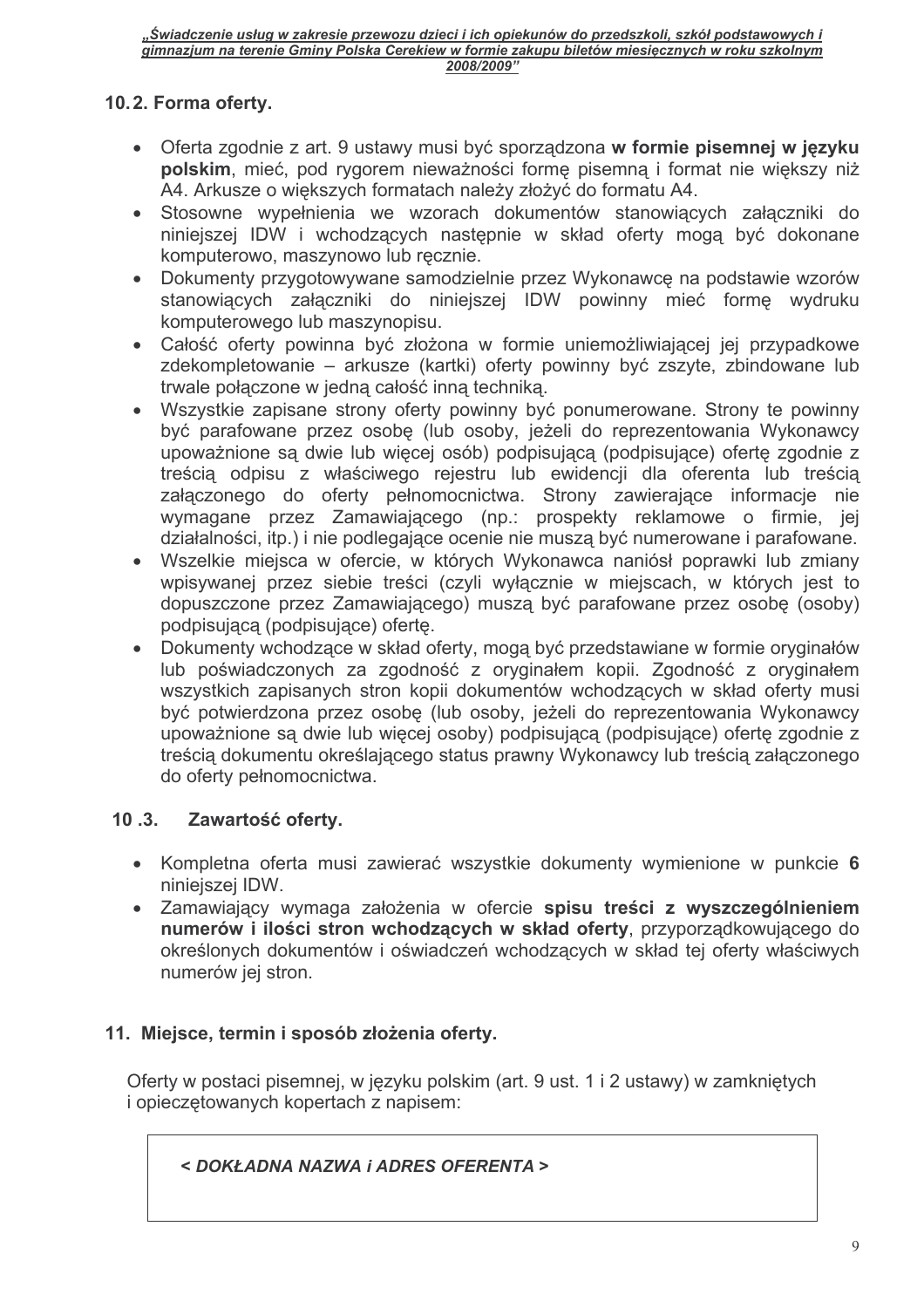### 10.2. Forma oferty.

- Oferta zgodnie z art. 9 ustawy musi być sporządzona **w formie pisemnej w języku polskim**, mieć, pod rygorem nieważności formę pisemną i format nie większy niż A4. Arkusze o większych formatach należy złożyć do formatu A4.
- Stosowne wypełnienia we wzorach dokumentów stanowiących załączniki do niniejszej IDW i wchodzących następnie w skład oferty mogą być dokonane komputerowo, maszynowo lub ręcznie.
- Dokumenty przygotowywane samodzielnie przez Wykonawcę na podstawie wzorów stanowiących załączniki do niniejszej IDW powinny mieć formę wydruku komputerowego lub maszynopisu.
- Całość oferty powinna być złożona w formie uniemożliwiającej jej przypadkowe zdekompletowanie – arkusze (kartki) oferty powinny być zszyte, zbindowane lub trwale połączone w jedną całość inną techniką.
- Wszystkie zapisane strony oferty powinny być ponumerowane. Strony te powinny być parafowane przez osobę (lub osoby, jeżeli do reprezentowania Wykonawcy upoważnione są dwie lub więcej osób) podpisującą (podpisujące) ofertę zgodnie z treścią odpisu z właściwego rejestru lub ewidencji dla oferenta lub treścią załączonego do oferty pełnomocnictwa. Strony zawierające informacje nie wymagane przez Zamawiającego (np.: prospekty reklamowe o firmie, jej działalności, itp.) i nie podlegające ocenie nie muszą być numerowane i parafowane.
- Wszelkie miejsca w ofercie, w których Wykonawca naniósł poprawki lub zmiany wpisywanej przez siebie treści (czyli wyłącznie w miejscach, w których jest to dopuszczone przez Zamawiającego) muszą być parafowane przez osobę (osoby) podpisującą (podpisujące) ofertę.
- Dokumenty wchodzące w skład oferty, mogą być przedstawiane w formie oryginałów lub poświadczonych za zgodność z oryginałem kopii. Zgodność z oryginałem wszystkich zapisanych stron kopii dokumentów wchodzących w skład oferty musi być potwierdzona przez osobę (lub osoby, jeżeli do reprezentowania Wykonawcy upoważnione są dwie lub więcej osoby) podpisującą (podpisujące) ofertę zgodnie z treścią dokumentu określającego status prawny Wykonawcy lub treścią załączonego do oferty pełnomocnictwa.

### 10 .3. Zawartość oferty.

- Kompletna oferta musi zawierać wszystkie dokumenty wymienione w punkcie **6** niniejszej IDW.
- Zamawiający wymaga założenia w ofercie **spisu treści z wyszczególnieniem numerów i ilości stron wchodzących w skład oferty**, przyporządkowującego do określonych dokumentów i oświadczeń wchodzących w skład tej oferty właściwych numerów jej stron.

## 11. Miejsce, termin i sposób złożenia oferty.

Oferty w postaci pisemnej, w języku polskim (art. 9 ust. 1 i 2 ustawy) w zamkniętych i opieczętowanych kopertach z napisem:

| ***< DOKŁADNA NAZWA i ADRES OFERENTA >*** |
|---|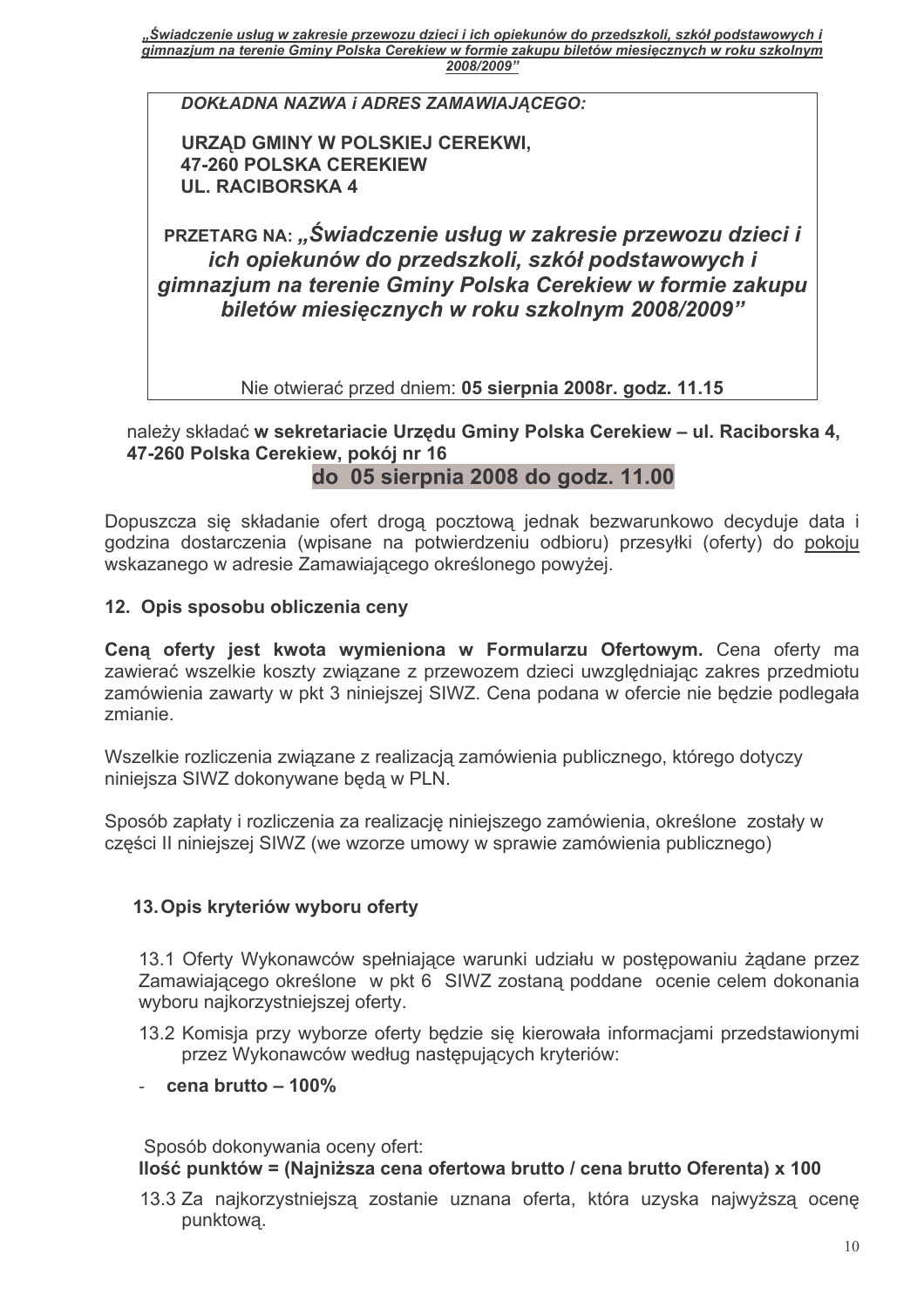**DOKŁADNA NAZWA i ADRES ZAMAWIAJĄCEGO:**

**URZĄD GMINY W POLSKIEJ CEREKWI,**
**47-260 POLSKA CEREKIEW**
**UL. RACIBORSKA 4**

**PRZETARG NA:** ***„Świadczenie usług w zakresie przewozu dzieci i ich opiekunów do przedszkoli, szkół podstawowych i gimnazjum na terenie Gminy Polska Cerekiew w formie zakupu biletów miesięcznych w roku szkolnym 2008/2009"***

Nie otwierać przed dniem: **05 sierpnia 2008r. godz. 11.15**

należy składać **w sekretariacie Urzędu Gminy Polska Cerekiew – ul. Raciborska 4, 47-260 Polska Cerekiew, pokój nr 16**

**do 05 sierpnia 2008 do godz. 11.00**

Dopuszcza się składanie ofert drogą pocztową jednak bezwarunkowo decyduje data i godzina dostarczenia (wpisane na potwierdzeniu odbioru) przesyłki (oferty) do pokoju wskazanego w adresie Zamawiającego określonego powyżej.

## 12. Opis sposobu obliczenia ceny

**Ceną oferty jest kwota wymieniona w Formularzu Ofertowym.** Cena oferty ma zawierać wszelkie koszty związane z przewozem dzieci uwzględniając zakres przedmiotu zamówienia zawarty w pkt 3 niniejszej SIWZ. Cena podana w ofercie nie będzie podlegała zmianie.

Wszelkie rozliczenia związane z realizacją zamówienia publicznego, którego dotyczy niniejsza SIWZ dokonywane będą w PLN.

Sposób zapłaty i rozliczenia za realizację niniejszego zamówienia, określone zostały w części II niniejszej SIWZ (we wzorze umowy w sprawie zamówienia publicznego)

## 13. Opis kryteriów wyboru oferty

13.1 Oferty Wykonawców spełniające warunki udziału w postępowaniu żądane przez Zamawiającego określone w pkt 6 SIWZ zostaną poddane ocenie celem dokonania wyboru najkorzystniejszej oferty.

13.2 Komisja przy wyborze oferty będzie się kierowała informacjami przedstawionymi przez Wykonawców według następujących kryteriów:

- **cena brutto – 100%**

Sposób dokonywania oceny ofert:

**Ilość punktów = (Najniższa cena ofertowa brutto / cena brutto Oferenta) x 100**

13.3 Za najkorzystniejszą zostanie uznana oferta, która uzyska najwyższą ocenę punktową.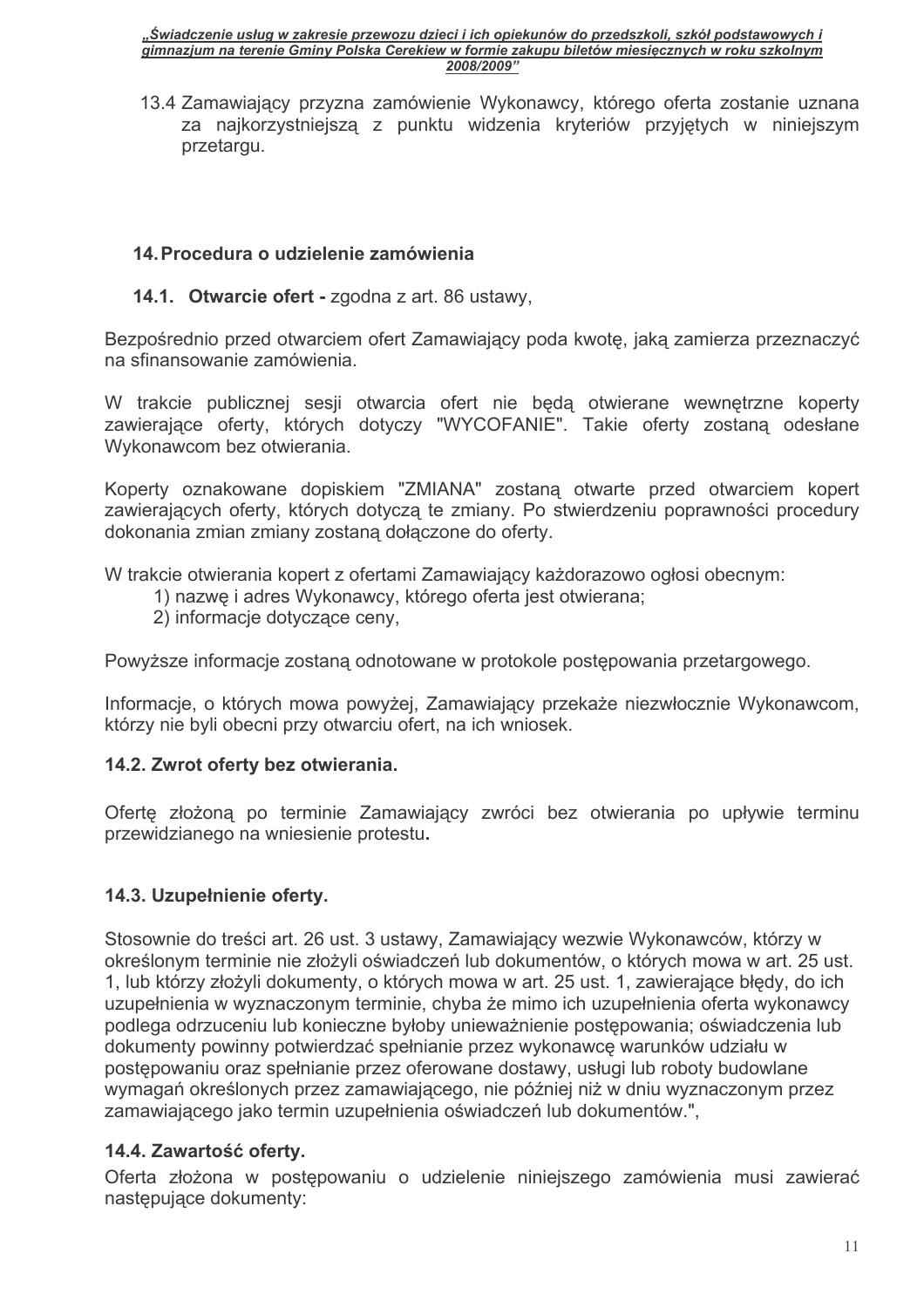13.4 Zamawiający przyzna zamówienie Wykonawcy, którego oferta zostanie uznana za najkorzystniejszą z punktu widzenia kryteriów przyjętych w niniejszym przetargu.

## 14. Procedura o udzielenie zamówienia

### 14.1. Otwarcie ofert - zgodna z art. 86 ustawy,

Bezpośrednio przed otwarciem ofert Zamawiający poda kwotę, jaką zamierza przeznaczyć na sfinansowanie zamówienia.

W trakcie publicznej sesji otwarcia ofert nie będą otwierane wewnętrzne koperty zawierające oferty, których dotyczy "WYCOFANIE". Takie oferty zostaną odesłane Wykonawcom bez otwierania.

Koperty oznakowane dopiskiem "ZMIANA" zostaną otwarte przed otwarciem kopert zawierających oferty, których dotyczą te zmiany. Po stwierdzeniu poprawności procedury dokonania zmian zmiany zostaną dołączone do oferty.

W trakcie otwierania kopert z ofertami Zamawiający każdorazowo ogłosi obecnym:

1) nazwę i adres Wykonawcy, którego oferta jest otwierana;
2) informacje dotyczące ceny,

Powyższe informacje zostaną odnotowane w protokole postępowania przetargowego.

Informacje, o których mowa powyżej, Zamawiający przekaże niezwłocznie Wykonawcom, którzy nie byli obecni przy otwarciu ofert, na ich wniosek.

### 14.2. Zwrot oferty bez otwierania.

Ofertę złożoną po terminie Zamawiający zwróci bez otwierania po upływie terminu przewidzianego na wniesienie protestu**.**

### 14.3. Uzupełnienie oferty.

Stosownie do treści art. 26 ust. 3 ustawy, Zamawiający wezwie Wykonawców, którzy w określonym terminie nie złożyli oświadczeń lub dokumentów, o których mowa w art. 25 ust. 1, lub którzy złożyli dokumenty, o których mowa w art. 25 ust. 1, zawierające błędy, do ich uzupełnienia w wyznaczonym terminie, chyba że mimo ich uzupełnienia oferta wykonawcy podlega odrzuceniu lub konieczne byłoby unieważnienie postępowania; oświadczenia lub dokumenty powinny potwierdzać spełnianie przez wykonawcę warunków udziału w postępowaniu oraz spełnianie przez oferowane dostawy, usługi lub roboty budowlane wymagań określonych przez zamawiającego, nie później niż w dniu wyznaczonym przez zamawiającego jako termin uzupełnienia oświadczeń lub dokumentów.",

### 14.4. Zawartość oferty.

Oferta złożona w postępowaniu o udzielenie niniejszego zamówienia musi zawierać następujące dokumenty: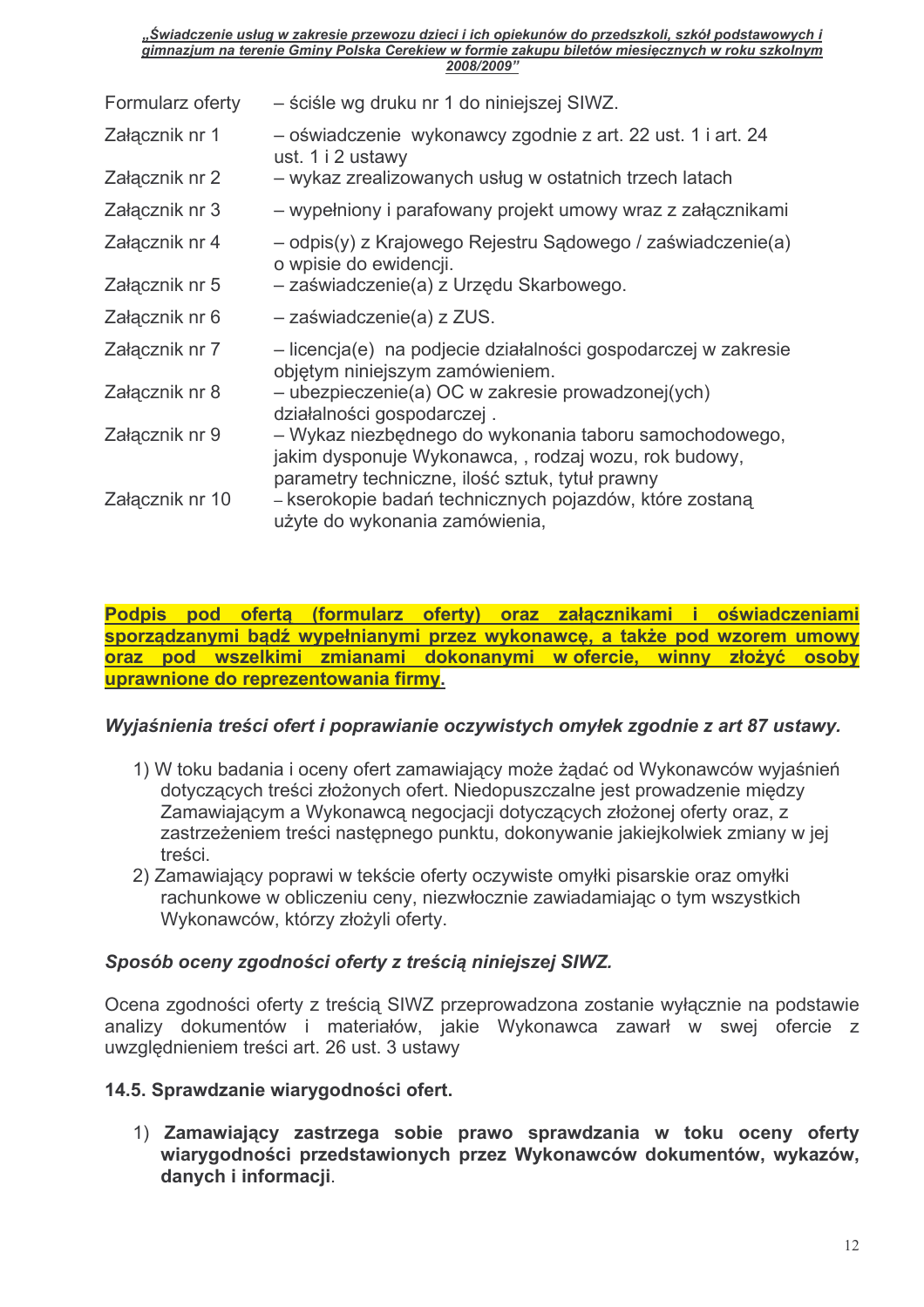| | |
|---|---|
| Formularz oferty | – ściśle wg druku nr 1 do niniejszej SIWZ. |
| Załącznik nr 1 | – oświadczenie wykonawcy zgodnie z art. 22 ust. 1 i art. 24 ust. 1 i 2 ustawy |
| Załącznik nr 2 | – wykaz zrealizowanych usług w ostatnich trzech latach |
| Załącznik nr 3 | – wypełniony i parafowany projekt umowy wraz z załącznikami |
| Załącznik nr 4 | – odpis(y) z Krajowego Rejestru Sądowego / zaświadczenie(a) o wpisie do ewidencji. |
| Załącznik nr 5 | – zaświadczenie(a) z Urzędu Skarbowego. |
| Załącznik nr 6 | – zaświadczenie(a) z ZUS. |
| Załącznik nr 7 | – licencja(e) na podjecie działalności gospodarczej w zakresie objętym niniejszym zamówieniem. |
| Załącznik nr 8 | – ubezpieczenie(a) OC w zakresie prowadzonej(ych) działalności gospodarczej . |
| Załącznik nr 9 | – Wykaz niezbędnego do wykonania taboru samochodowego, jakim dysponuje Wykonawca, , rodzaj wozu, rok budowy, parametry techniczne, ilość sztuk, tytuł prawny |
| Załącznik nr 10 | – kserokopie badań technicznych pojazdów, które zostaną użyte do wykonania zamówienia, |

**Podpis pod ofertą (formularz oferty) oraz załącznikami i oświadczeniami sporządzanymi bądź wypełnianymi przez wykonawcę, a także pod wzorem umowy oraz pod wszelkimi zmianami dokonanymi w ofercie, winny złożyć osoby uprawnione do reprezentowania firmy.**

***Wyjaśnienia treści ofert i poprawianie oczywistych omyłek zgodnie z art 87 ustawy.***

1) W toku badania i oceny ofert zamawiający może żądać od Wykonawców wyjaśnień dotyczących treści złożonych ofert. Niedopuszczalne jest prowadzenie między Zamawiającym a Wykonawcą negocjacji dotyczących złożonej oferty oraz, z zastrzeżeniem treści następnego punktu, dokonywanie jakiejkolwiek zmiany w jej treści.
2) Zamawiający poprawi w tekście oferty oczywiste omyłki pisarskie oraz omyłki rachunkowe w obliczeniu ceny, niezwłocznie zawiadamiając o tym wszystkich Wykonawców, którzy złożyli oferty.

***Sposób oceny zgodności oferty z treścią niniejszej SIWZ.***

Ocena zgodności oferty z treścią SIWZ przeprowadzona zostanie wyłącznie na podstawie analizy dokumentów i materiałów, jakie Wykonawca zawarł w swej ofercie z uwzględnieniem treści art. 26 ust. 3 ustawy

**14.5. Sprawdzanie wiarygodności ofert.**

1) **Zamawiający zastrzega sobie prawo sprawdzania w toku oceny oferty wiarygodności przedstawionych przez Wykonawców dokumentów, wykazów, danych i informacji**.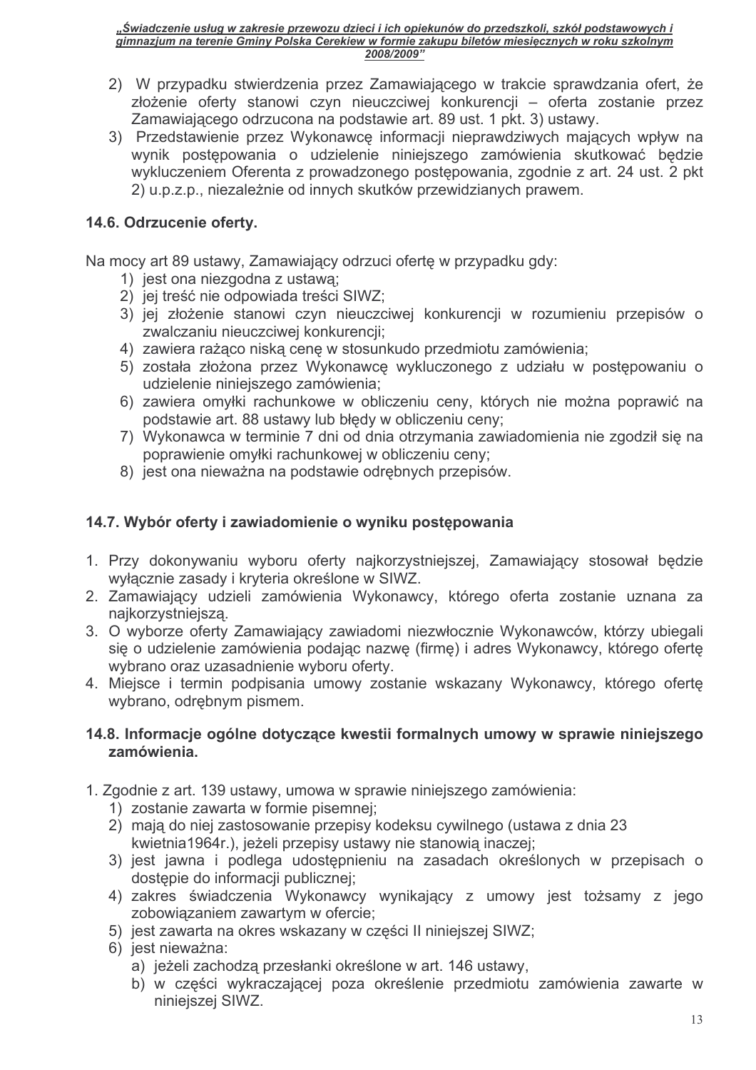2) W przypadku stwierdzenia przez Zamawiającego w trakcie sprawdzania ofert, że złożenie oferty stanowi czyn nieuczciwej konkurencji – oferta zostanie przez Zamawiającego odrzucona na podstawie art. 89 ust. 1 pkt. 3) ustawy.
3) Przedstawienie przez Wykonawcę informacji nieprawdziwych mających wpływ na wynik postępowania o udzielenie niniejszego zamówienia skutkować będzie wykluczeniem Oferenta z prowadzonego postępowania, zgodnie z art. 24 ust. 2 pkt 2) u.p.z.p., niezależnie od innych skutków przewidzianych prawem.

### 14.6. Odrzucenie oferty.

Na mocy art 89 ustawy, Zamawiający odrzuci ofertę w przypadku gdy:

1) jest ona niezgodna z ustawą;
2) jej treść nie odpowiada treści SIWZ;
3) jej złożenie stanowi czyn nieuczciwej konkurencji w rozumieniu przepisów o zwalczaniu nieuczciwej konkurencji;
4) zawiera rażąco niską cenę w stosunkudo przedmiotu zamówienia;
5) została złożona przez Wykonawcę wykluczonego z udziału w postępowaniu o udzielenie niniejszego zamówienia;
6) zawiera omyłki rachunkowe w obliczeniu ceny, których nie można poprawić na podstawie art. 88 ustawy lub błędy w obliczeniu ceny;
7) Wykonawca w terminie 7 dni od dnia otrzymania zawiadomienia nie zgodził się na poprawienie omyłki rachunkowej w obliczeniu ceny;
8) jest ona nieważna na podstawie odrębnych przepisów.

### 14.7. Wybór oferty i zawiadomienie o wyniku postępowania

1. Przy dokonywaniu wyboru oferty najkorzystniejszej, Zamawiający stosował będzie wyłącznie zasady i kryteria określone w SIWZ.
2. Zamawiający udzieli zamówienia Wykonawcy, którego oferta zostanie uznana za najkorzystniejszą.
3. O wyborze oferty Zamawiający zawiadomi niezwłocznie Wykonawców, którzy ubiegali się o udzielenie zamówienia podając nazwę (firmę) i adres Wykonawcy, którego ofertę wybrano oraz uzasadnienie wyboru oferty.
4. Miejsce i termin podpisania umowy zostanie wskazany Wykonawcy, którego ofertę wybrano, odrębnym pismem.

### 14.8. Informacje ogólne dotyczące kwestii formalnych umowy w sprawie niniejszego zamówienia.

1. Zgodnie z art. 139 ustawy, umowa w sprawie niniejszego zamówienia:
   1) zostanie zawarta w formie pisemnej;
   2) mają do niej zastosowanie przepisy kodeksu cywilnego (ustawa z dnia 23 kwietnia1964r.), jeżeli przepisy ustawy nie stanowią inaczej;
   3) jest jawna i podlega udostępnieniu na zasadach określonych w przepisach o dostępie do informacji publicznej;
   4) zakres świadczenia Wykonawcy wynikający z umowy jest tożsamy z jego zobowiązaniem zawartym w ofercie;
   5) jest zawarta na okres wskazany w części II niniejszej SIWZ;
   6) jest nieważna:
      a) jeżeli zachodzą przesłanki określone w art. 146 ustawy,
      b) w części wykraczającej poza określenie przedmiotu zamówienia zawarte w niniejszej SIWZ.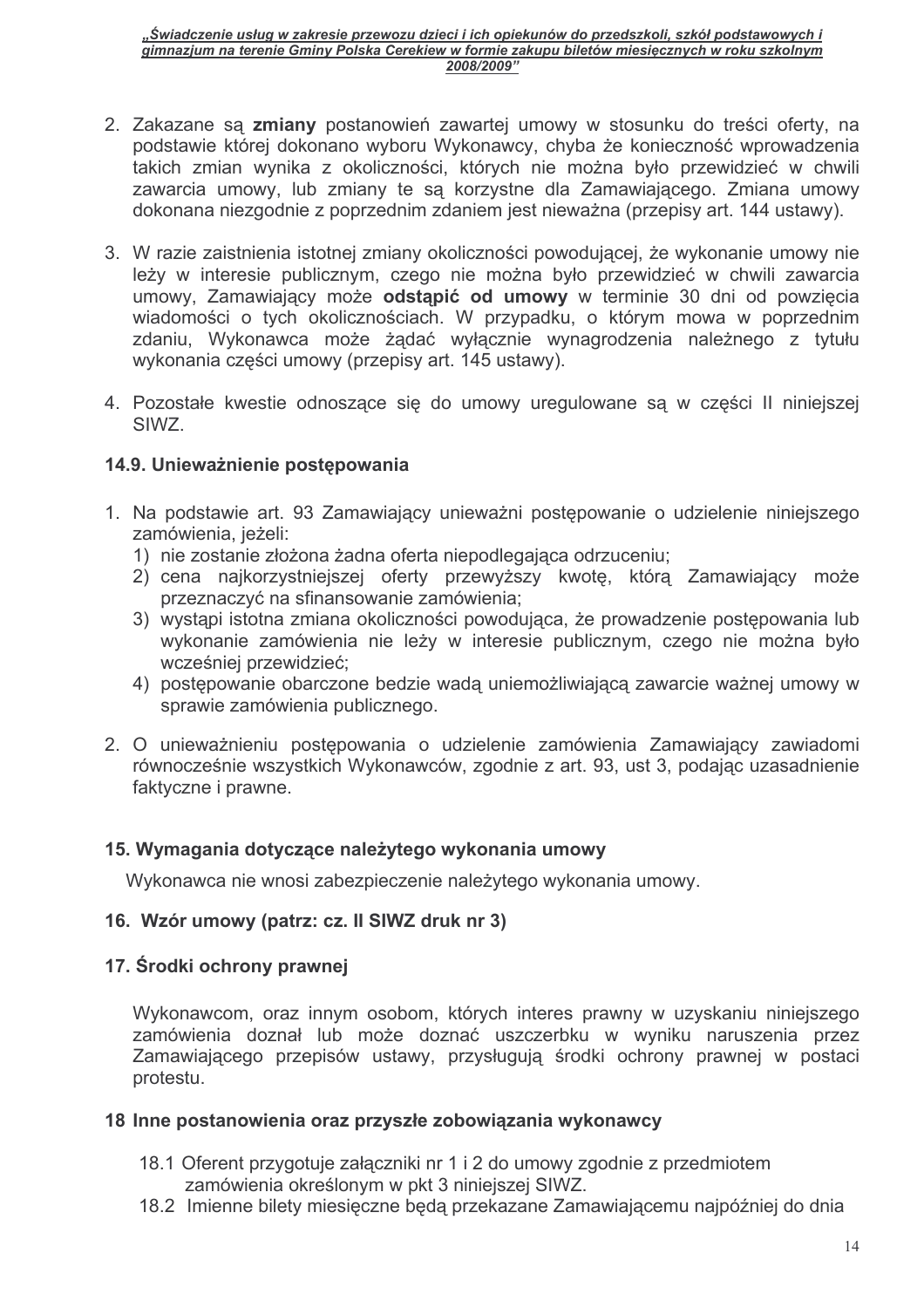2. Zakazane są **zmiany** postanowień zawartej umowy w stosunku do treści oferty, na podstawie której dokonano wyboru Wykonawcy, chyba że konieczność wprowadzenia takich zmian wynika z okoliczności, których nie można było przewidzieć w chwili zawarcia umowy, lub zmiany te są korzystne dla Zamawiającego. Zmiana umowy dokonana niezgodnie z poprzednim zdaniem jest nieważna (przepisy art. 144 ustawy).

3. W razie zaistnienia istotnej zmiany okoliczności powodującej, że wykonanie umowy nie leży w interesie publicznym, czego nie można było przewidzieć w chwili zawarcia umowy, Zamawiający może **odstąpić od umowy** w terminie 30 dni od powzięcia wiadomości o tych okolicznościach. W przypadku, o którym mowa w poprzednim zdaniu, Wykonawca może żądać wyłącznie wynagrodzenia należnego z tytułu wykonania części umowy (przepisy art. 145 ustawy).

4. Pozostałe kwestie odnoszące się do umowy uregulowane są w części II niniejszej SIWZ.

### 14.9. Unieważnienie postępowania

1. Na podstawie art. 93 Zamawiający unieważni postępowanie o udzielenie niniejszego zamówienia, jeżeli:
   1) nie zostanie złożona żadna oferta niepodlegająca odrzuceniu;
   2) cena najkorzystniejszej oferty przewyższy kwotę, którą Zamawiający może przeznaczyć na sfinansowanie zamówienia;
   3) wystąpi istotna zmiana okoliczności powodująca, że prowadzenie postępowania lub wykonanie zamówienia nie leży w interesie publicznym, czego nie można było wcześniej przewidzieć;
   4) postępowanie obarczone bedzie wadą uniemożliwiającą zawarcie ważnej umowy w sprawie zamówienia publicznego.

2. O unieważnieniu postępowania o udzielenie zamówienia Zamawiający zawiadomi równocześnie wszystkich Wykonawców, zgodnie z art. 93, ust 3, podając uzasadnienie faktyczne i prawne.

## 15. Wymagania dotyczące należytego wykonania umowy

Wykonawca nie wnosi zabezpieczenie należytego wykonania umowy.

## 16. Wzór umowy (patrz: cz. II SIWZ druk nr 3)

## 17. Środki ochrony prawnej

Wykonawcom, oraz innym osobom, których interes prawny w uzyskaniu niniejszego zamówienia doznał lub może doznać uszczerbku w wyniku naruszenia przez Zamawiającego przepisów ustawy, przysługują środki ochrony prawnej w postaci protestu.

## 18 Inne postanowienia oraz przyszłe zobowiązania wykonawcy

18.1 Oferent przygotuje załączniki nr 1 i 2 do umowy zgodnie z przedmiotem zamówienia określonym w pkt 3 niniejszej SIWZ.

18.2 Imienne bilety miesięczne będą przekazane Zamawiającemu najpóźniej do dnia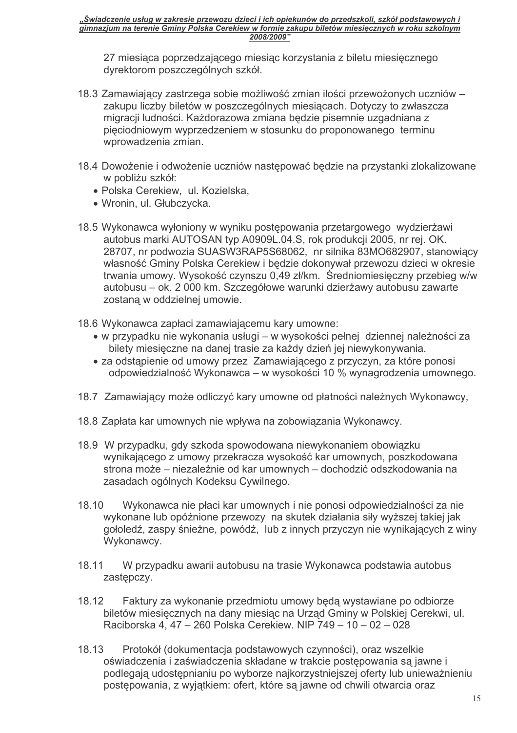27 miesiąca poprzedzającego miesiąc korzystania z biletu miesięcznego dyrektorom poszczególnych szkół.

18.3 Zamawiający zastrzega sobie możliwość zmian ilości przewożonych uczniów – zakupu liczby biletów w poszczególnych miesiącach. Dotyczy to zwłaszcza migracji ludności. Każdorazowa zmiana będzie pisemnie uzgadniana z pięciodniowym wyprzedzeniem w stosunku do proponowanego terminu wprowadzenia zmian.

18.4 Dowożenie i odwożenie uczniów następować będzie na przystanki zlokalizowane w pobliżu szkół:

- Polska Cerekiew, ul. Kozielska,
- Wronin, ul. Głubczycka.

18.5 Wykonawca wyłoniony w wyniku postępowania przetargowego wydzierżawi autobus marki AUTOSAN typ A0909L.04.S, rok produkcji 2005, nr rej. OK. 28707, nr podwozia SUASW3RAP5S68062, nr silnika 83MO682907, stanowiący własność Gminy Polska Cerekiew i będzie dokonywał przewozu dzieci w okresie trwania umowy. Wysokość czynszu 0,49 zł/km. Średniomiesięczny przebieg w/w autobusu – ok. 2 000 km. Szczegółowe warunki dzierżawy autobusu zawarte zostaną w oddzielnej umowie.

18.6 Wykonawca zapłaci zamawiającemu kary umowne:

- w przypadku nie wykonania usługi – w wysokości pełnej dziennej należności za bilety miesięczne na danej trasie za każdy dzień jej niewykonywania.
- za odstąpienie od umowy przez Zamawiającego z przyczyn, za które ponosi odpowiedzialność Wykonawca – w wysokości 10 % wynagrodzenia umownego.

18.7 Zamawiający może odliczyć kary umowne od płatności należnych Wykonawcy,

18.8 Zapłata kar umownych nie wpływa na zobowiązania Wykonawcy.

18.9 W przypadku, gdy szkoda spowodowana niewykonaniem obowiązku wynikającego z umowy przekracza wysokość kar umownych, poszkodowana strona może – niezależnie od kar umownych – dochodzić odszkodowania na zasadach ogólnych Kodeksu Cywilnego.

18.10 Wykonawca nie płaci kar umownych i nie ponosi odpowiedzialności za nie wykonane lub opóźnione przewozy na skutek działania siły wyższej takiej jak gołoledź, zaspy śnieżne, powódź, lub z innych przyczyn nie wynikających z winy Wykonawcy.

18.11 W przypadku awarii autobusu na trasie Wykonawca podstawia autobus zastępczy.

18.12 Faktury za wykonanie przedmiotu umowy będą wystawiane po odbiorze biletów miesięcznych na dany miesiąc na Urząd Gminy w Polskiej Cerekwi, ul. Raciborska 4, 47 – 260 Polska Cerekiew. NIP 749 – 10 – 02 – 028

18.13 Protokół (dokumentacja podstawowych czynności), oraz wszelkie oświadczenia i zaświadczenia składane w trakcie postępowania są jawne i podlegają udostępnianiu po wyborze najkorzystniejszej oferty lub unieważnieniu postępowania, z wyjątkiem: ofert, które są jawne od chwili otwarcia oraz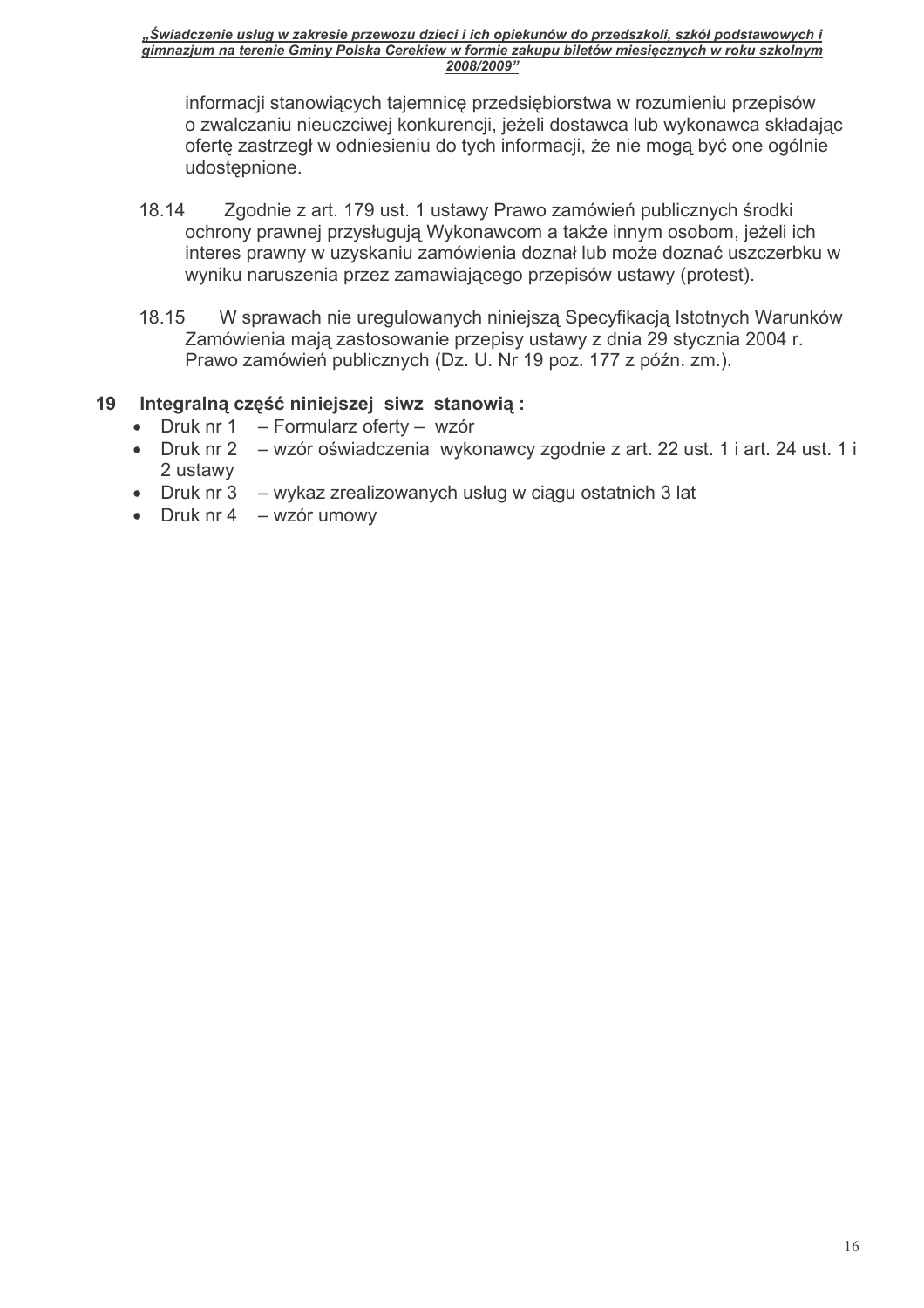informacji stanowiących tajemnicę przedsiębiorstwa w rozumieniu przepisów o zwalczaniu nieuczciwej konkurencji, jeżeli dostawca lub wykonawca składając ofertę zastrzegł w odniesieniu do tych informacji, że nie mogą być one ogólnie udostępnione.

18.14 Zgodnie z art. 179 ust. 1 ustawy Prawo zamówień publicznych środki ochrony prawnej przysługują Wykonawcom a także innym osobom, jeżeli ich interes prawny w uzyskaniu zamówienia doznał lub może doznać uszczerbku w wyniku naruszenia przez zamawiającego przepisów ustawy (protest).

18.15 W sprawach nie uregulowanych niniejszą Specyfikacją Istotnych Warunków Zamówienia mają zastosowanie przepisy ustawy z dnia 29 stycznia 2004 r. Prawo zamówień publicznych (Dz. U. Nr 19 poz. 177 z późn. zm.).

## 19 Integralną część niniejszej siwz stanowią :

- Druk nr 1 – Formularz oferty – wzór
- Druk nr 2 – wzór oświadczenia wykonawcy zgodnie z art. 22 ust. 1 i art. 24 ust. 1 i 2 ustawy
- Druk nr 3 – wykaz zrealizowanych usług w ciągu ostatnich 3 lat
- Druk nr 4 – wzór umowy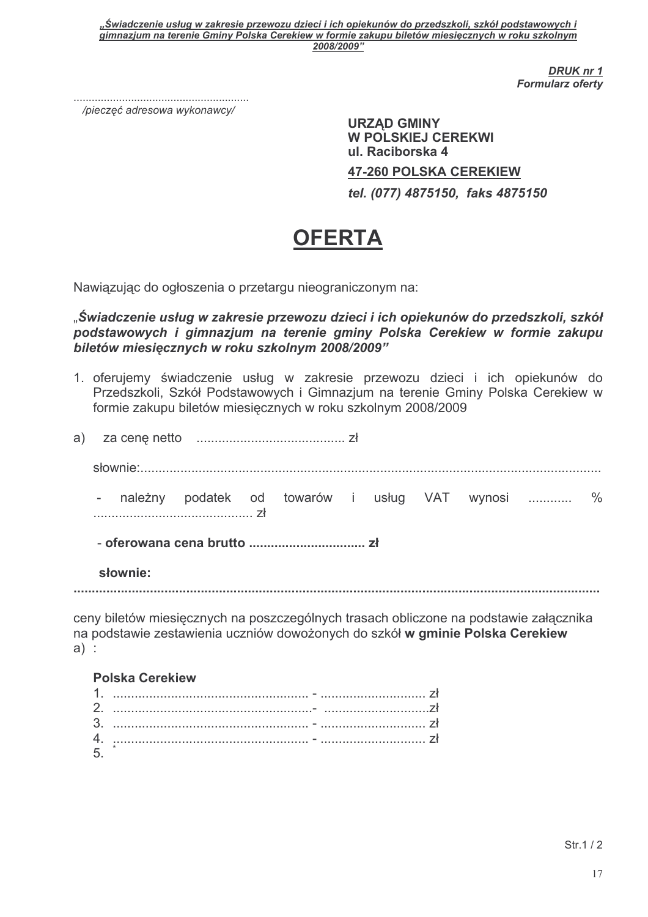*DRUK nr 1*
*Formularz oferty*

.........................................................
*/pieczęć adresowa wykonawcy/*

**URZĄD GMINY**
**W POLSKIEJ CEREKWI**
**ul. Raciborska 4**
**47-260 POLSKA CEREKIEW**
***tel. (077) 4875150, faks 4875150***

# OFERTA

Nawiązując do ogłoszenia o przetargu nieograniczonym na:

„***Świadczenie usług w zakresie przewozu dzieci i ich opiekunów do przedszkoli, szkół podstawowych i gimnazjum na terenie gminy Polska Cerekiew w formie zakupu biletów miesięcznych w roku szkolnym 2008/2009”***

1. oferujemy świadczenie usług w zakresie przewozu dzieci i ich opiekunów do Przedszkoli, Szkół Podstawowych i Gimnazjum na terenie Gminy Polska Cerekiew w formie zakupu biletów miesięcznych w roku szkolnym 2008/2009

a) za cenę netto ......................................... zł

słownie:...............................................................................................................................

- należny podatek od towarów i usług VAT wynosi ............ % ............................................ zł

- **oferowana cena brutto ................................ zł**

**słownie:**

**...............................................................................................................................**

ceny biletów miesięcznych na poszczególnych trasach obliczone na podstawie załącznika na podstawie zestawienia uczniów dowożonych do szkół **w gminie Polska Cerekiew**
a) :

**Polska Cerekiew**

1. ...................................................... - ............................. zł
2. .......................................................- .............................zł
3. ...................................................... - ............................. zł
4. ...................................................... - ............................. zł
5. *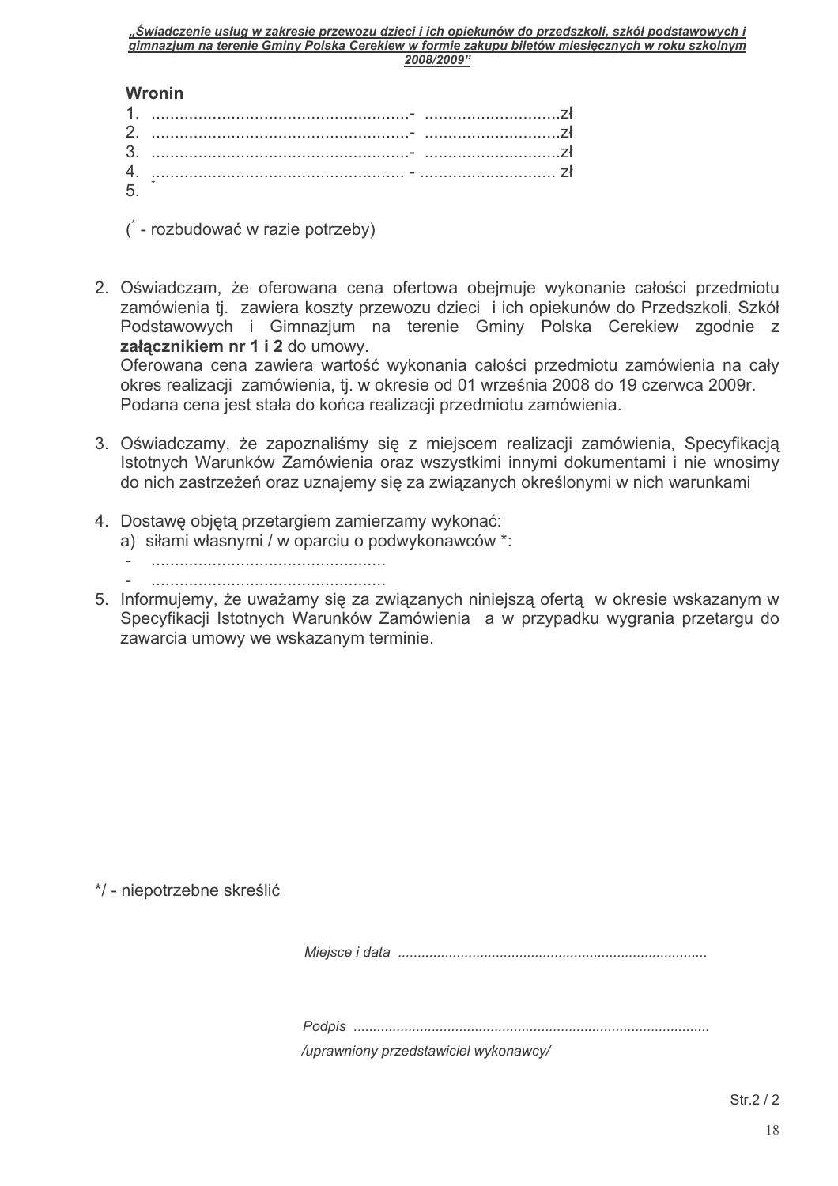**Wronin**

1. .......................................................- ............................zł
2. .......................................................- ............................zł
3. .......................................................- ............................zł
4. ...................................................... - ............................ zł
5. *

(* - rozbudować w razie potrzeby)

2. Oświadczam, że oferowana cena ofertowa obejmuje wykonanie całości przedmiotu zamówienia tj. zawiera koszty przewozu dzieci i ich opiekunów do Przedszkoli, Szkół Podstawowych i Gimnazjum na terenie Gminy Polska Cerekiew zgodnie z **załącznikiem nr 1 i 2** do umowy.
   Oferowana cena zawiera wartość wykonania całości przedmiotu zamówienia na cały okres realizacji zamówienia, tj. w okresie od 01 września 2008 do 19 czerwca 2009r.
   Podana cena jest stała do końca realizacji przedmiotu zamówienia.

3. Oświadczamy, że zapoznaliśmy się z miejscem realizacji zamówienia, Specyfikacją Istotnych Warunków Zamówienia oraz wszystkimi innymi dokumentami i nie wnosimy do nich zastrzeżeń oraz uznajemy się za związanych określonymi w nich warunkami

4. Dostawę objętą przetargiem zamierzamy wykonać:
   a) siłami własnymi / w oparciu o podwykonawców *:
   - ..................................................
   - ..................................................

5. Informujemy, że uważamy się za związanych niniejszą ofertą w okresie wskazanym w Specyfikacji Istotnych Warunków Zamówienia a w przypadku wygrania przetargu do zawarcia umowy we wskazanym terminie.

*/ - niepotrzebne skreślić

*Miejsce i data* .............................................................................

*Podpis* .........................................................................................

*/uprawniony przedstawiciel wykonawcy/*

Str.2 / 2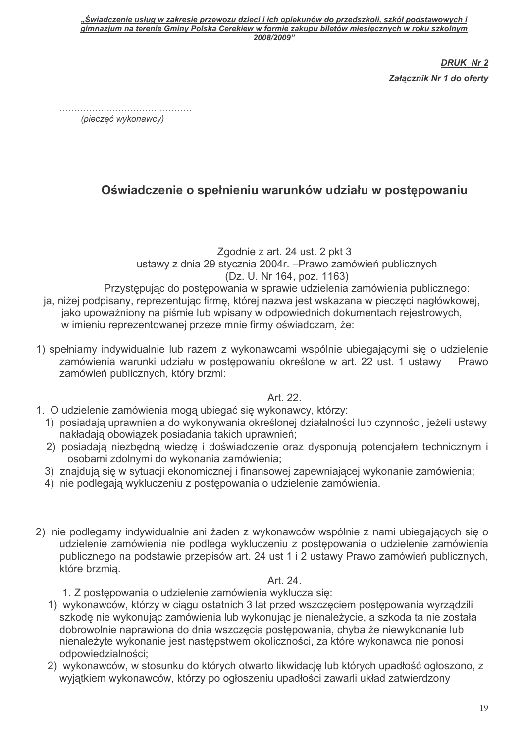**DRUK Nr 2**

*Załącznik Nr 1 do oferty*

............................................
*(pieczęć wykonawcy)*

## Oświadczenie o spełnieniu warunków udziału w postępowaniu

Zgodnie z art. 24 ust. 2 pkt 3
ustawy z dnia 29 stycznia 2004r. –Prawo zamówień publicznych
(Dz. U. Nr 164, poz. 1163)

Przystępując do postępowania w sprawie udzielenia zamówienia publicznego:
ja, niżej podpisany, reprezentując firmę, której nazwa jest wskazana w pieczęci nagłówkowej, jako upoważniony na piśmie lub wpisany w odpowiednich dokumentach rejestrowych, w imieniu reprezentowanej przeze mnie firmy oświadczam, że:

1) spełniamy indywidualnie lub razem z wykonawcami wspólnie ubiegającymi się o udzielenie zamówienia warunki udziału w postępowaniu określone w art. 22 ust. 1 ustawy Prawo zamówień publicznych, który brzmi:

Art. 22.

1. O udzielenie zamówienia mogą ubiegać się wykonawcy, którzy:
   1) posiadają uprawnienia do wykonywania określonej działalności lub czynności, jeżeli ustawy nakładają obowiązek posiadania takich uprawnień;
   2) posiadają niezbędną wiedzę i doświadczenie oraz dysponują potencjałem technicznym i osobami zdolnymi do wykonania zamówienia;
   3) znajdują się w sytuacji ekonomicznej i finansowej zapewniającej wykonanie zamówienia;
   4) nie podlegają wykluczeniu z postępowania o udzielenie zamówienia.

2) nie podlegamy indywidualnie ani żaden z wykonawców wspólnie z nami ubiegających się o udzielenie zamówienia nie podlega wykluczeniu z postępowania o udzielenie zamówienia publicznego na podstawie przepisów art. 24 ust 1 i 2 ustawy Prawo zamówień publicznych, które brzmią.

Art. 24.

1. Z postępowania o udzielenie zamówienia wyklucza się:
   1) wykonawców, którzy w ciągu ostatnich 3 lat przed wszczęciem postępowania wyrządzili szkodę nie wykonując zamówienia lub wykonując je nienależycie, a szkoda ta nie została dobrowolnie naprawiona do dnia wszczęcia postępowania, chyba że niewykonanie lub nienależyte wykonanie jest następstwem okoliczności, za które wykonawca nie ponosi odpowiedzialności;
   2) wykonawców, w stosunku do których otwarto likwidację lub których upadłość ogłoszono, z wyjątkiem wykonawców, którzy po ogłoszeniu upadłości zawarli układ zatwierdzony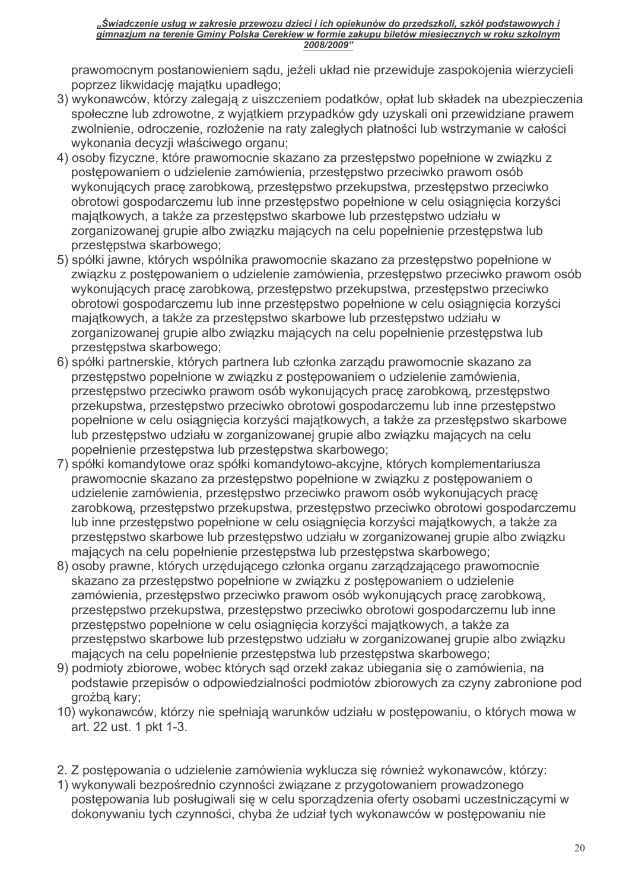prawomocnym postanowieniem sądu, jeżeli układ nie przewiduje zaspokojenia wierzycieli poprzez likwidację majątku upadłego;

3) wykonawców, którzy zalegają z uiszczeniem podatków, opłat lub składek na ubezpieczenia społeczne lub zdrowotne, z wyjątkiem przypadków gdy uzyskali oni przewidziane prawem zwolnienie, odroczenie, rozłożenie na raty zaległych płatności lub wstrzymanie w całości wykonania decyzji właściwego organu;
4) osoby fizyczne, które prawomocnie skazano za przestępstwo popełnione w związku z postępowaniem o udzielenie zamówienia, przestępstwo przeciwko prawom osób wykonujących pracę zarobkową, przestępstwo przekupstwa, przestępstwo przeciwko obrotowi gospodarczemu lub inne przestępstwo popełnione w celu osiągnięcia korzyści majątkowych, a także za przestępstwo skarbowe lub przestępstwo udziału w zorganizowanej grupie albo związku mających na celu popełnienie przestępstwa lub przestępstwa skarbowego;
5) spółki jawne, których wspólnika prawomocnie skazano za przestępstwo popełnione w związku z postępowaniem o udzielenie zamówienia, przestępstwo przeciwko prawom osób wykonujących pracę zarobkową, przestępstwo przekupstwa, przestępstwo przeciwko obrotowi gospodarczemu lub inne przestępstwo popełnione w celu osiągnięcia korzyści majątkowych, a także za przestępstwo skarbowe lub przestępstwo udziału w zorganizowanej grupie albo związku mających na celu popełnienie przestępstwa lub przestępstwa skarbowego;
6) spółki partnerskie, których partnera lub członka zarządu prawomocnie skazano za przestępstwo popełnione w związku z postępowaniem o udzielenie zamówienia, przestępstwo przeciwko prawom osób wykonujących pracę zarobkową, przestępstwo przekupstwa, przestępstwo przeciwko obrotowi gospodarczemu lub inne przestępstwo popełnione w celu osiągnięcia korzyści majątkowych, a także za przestępstwo skarbowe lub przestępstwo udziału w zorganizowanej grupie albo związku mających na celu popełnienie przestępstwa lub przestępstwa skarbowego;
7) spółki komandytowe oraz spółki komandytowo-akcyjne, których komplementariusza prawomocnie skazano za przestępstwo popełnione w związku z postępowaniem o udzielenie zamówienia, przestępstwo przeciwko prawom osób wykonujących pracę zarobkową, przestępstwo przekupstwa, przestępstwo przeciwko obrotowi gospodarczemu lub inne przestępstwo popełnione w celu osiągnięcia korzyści majątkowych, a także za przestępstwo skarbowe lub przestępstwo udziału w zorganizowanej grupie albo związku mających na celu popełnienie przestępstwa lub przestępstwa skarbowego;
8) osoby prawne, których urzędującego członka organu zarządzającego prawomocnie skazano za przestępstwo popełnione w związku z postępowaniem o udzielenie zamówienia, przestępstwo przeciwko prawom osób wykonujących pracę zarobkową, przestępstwo przekupstwa, przestępstwo przeciwko obrotowi gospodarczemu lub inne przestępstwo popełnione w celu osiągnięcia korzyści majątkowych, a także za przestępstwo skarbowe lub przestępstwo udziału w zorganizowanej grupie albo związku mających na celu popełnienie przestępstwa lub przestępstwa skarbowego;
9) podmioty zbiorowe, wobec których sąd orzekł zakaz ubiegania się o zamówienia, na podstawie przepisów o odpowiedzialności podmiotów zbiorowych za czyny zabronione pod groźbą kary;
10) wykonawców, którzy nie spełniają warunków udziału w postępowaniu, o których mowa w art. 22 ust. 1 pkt 1-3.

2. Z postępowania o udzielenie zamówienia wyklucza się również wykonawców, którzy:

1) wykonywali bezpośrednio czynności związane z przygotowaniem prowadzonego postępowania lub posługiwali się w celu sporządzenia oferty osobami uczestniczącymi w dokonywaniu tych czynności, chyba że udział tych wykonawców w postępowaniu nie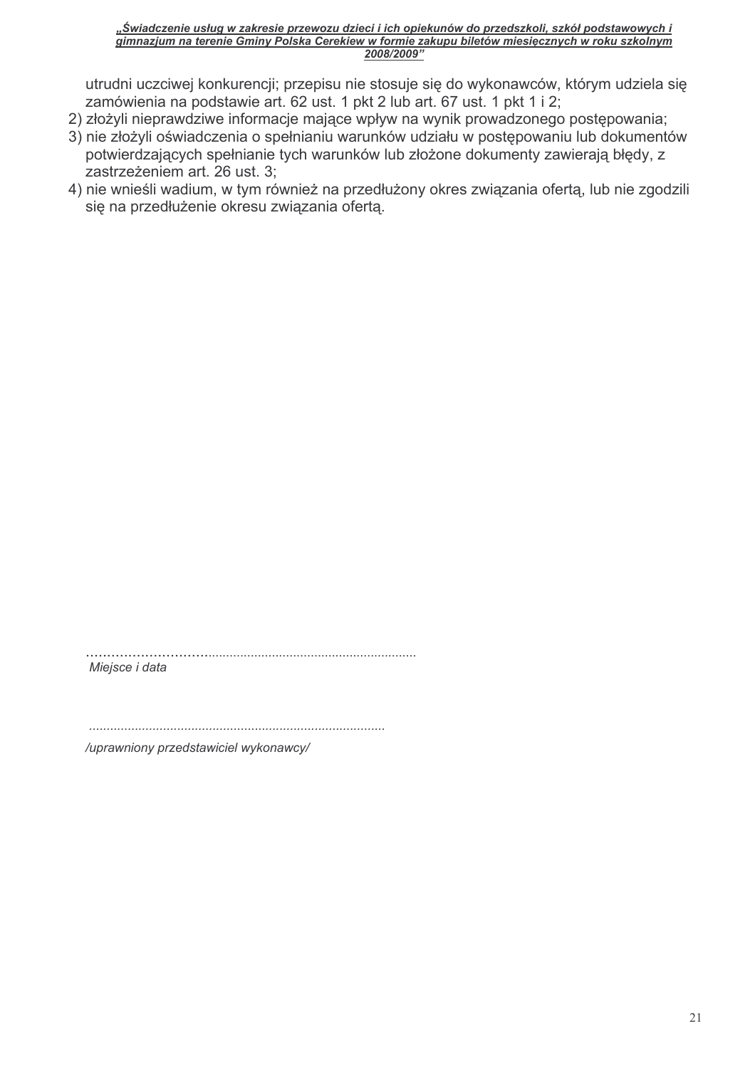utrudni uczciwej konkurencji; przepisu nie stosuje się do wykonawców, którym udziela się zamówienia na podstawie art. 62 ust. 1 pkt 2 lub art. 67 ust. 1 pkt 1 i 2;

2) złożyli nieprawdziwe informacje mające wpływ na wynik prowadzonego postępowania;
3) nie złożyli oświadczenia o spełnianiu warunków udziału w postępowaniu lub dokumentów potwierdzających spełnianie tych warunków lub złożone dokumenty zawierają błędy, z zastrzeżeniem art. 26 ust. 3;
4) nie wnieśli wadium, w tym również na przedłużony okres związania ofertą, lub nie zgodzili się na przedłużenie okresu związania ofertą.

...........................................................................................

*Miejsce i data*

...................................................................................

*/uprawniony przedstawiciel wykonawcy/*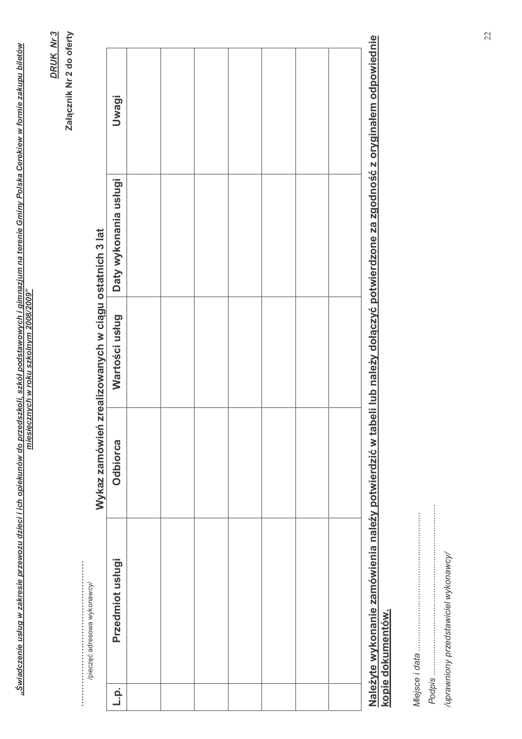**DRUK Nr 3**

**Załącznik Nr 2 do oferty**

………………………………
/pieczęć adresowa wykonawcy/

## Wykaz zamówień zrealizowanych w ciągu ostatnich 3 lat

| L.p. | Przedmiot usługi | Odbiorca | Wartości usług | Daty wykonania usługi | Uwagi |
|---|---|---|---|---|---|
| | | | | | |
| | | | | | |
| | | | | | |
| | | | | | |
| | | | | | |
| | | | | | |
| | | | | | |

**Należyte wykonanie zamówienia należy potwierdzić w tabeli lub należy dołączyć potwierdzone za zgodność z oryginałem odpowiednie kopie dokumentów.**

*Miejsce i data* ……………………………………………

*Podpis* ……………………………………………………

*/uprawniony przedstawiciel wykonawcy/*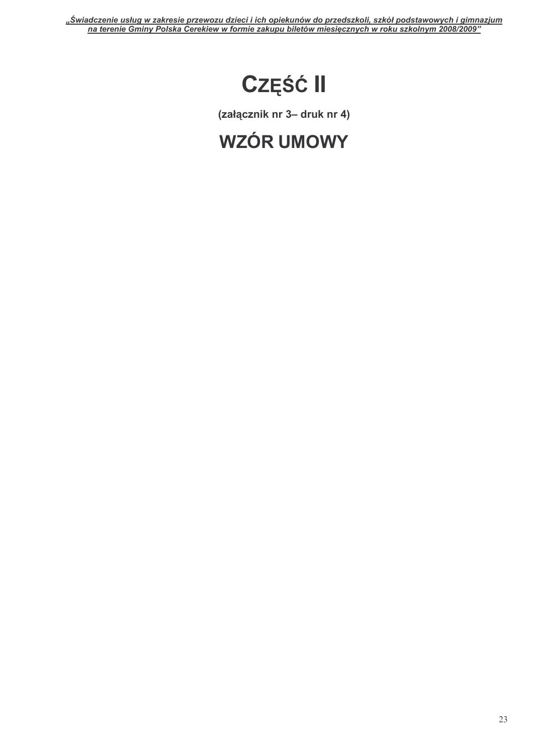# CZĘŚĆ II

**(załącznik nr 3– druk nr 4)**

# WZÓR UMOWY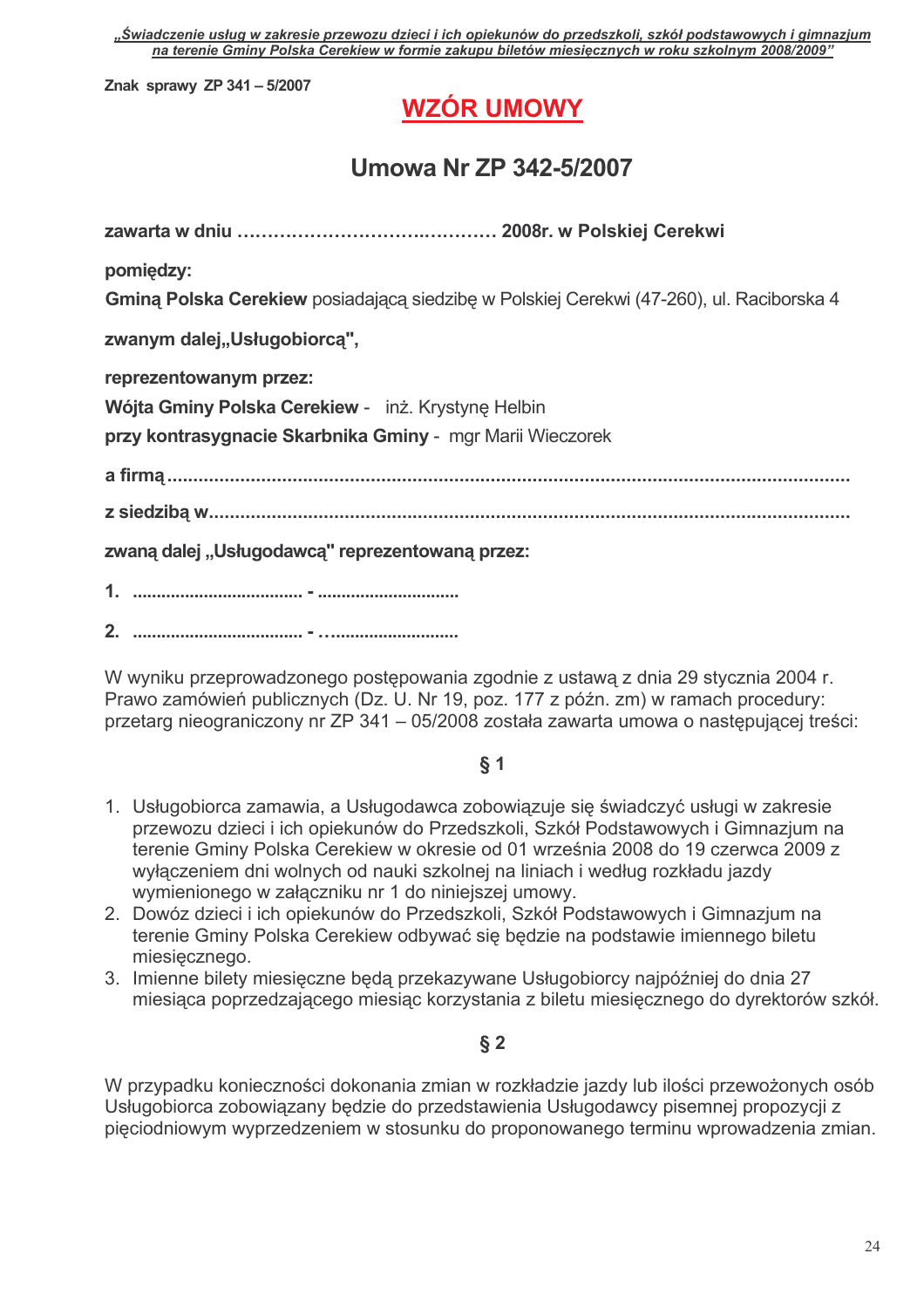Znak sprawy ZP 341 – 5/2007

# WZÓR UMOWY

## Umowa Nr ZP 342-5/2007

**zawarta w dniu …………………………….……… 2008r. w Polskiej Cerekwi**

**pomiędzy:**

**Gminą Polska Cerekiew** posiadającą siedzibę w Polskiej Cerekwi (47-260), ul. Raciborska 4

**zwanym dalej„Usługobiorcą",**

**reprezentowanym przez:**

**Wójta Gminy Polska Cerekiew** - inż. Krystynę Helbin

**przy kontrasygnacie Skarbnika Gminy** - mgr Marii Wieczorek

**a firmą** ...............................................................................................................................

**z siedzibą w**........................................................................................................................

**zwaną dalej „Usługodawcą" reprezentowaną przez:**

**1.** .................................... - .............................

**2.** .................................... - …..........................

W wyniku przeprowadzonego postępowania zgodnie z ustawą z dnia 29 stycznia 2004 r. Prawo zamówień publicznych (Dz. U. Nr 19, poz. 177 z późn. zm) w ramach procedury: przetarg nieograniczony nr ZP 341 – 05/2008 została zawarta umowa o następującej treści:

**§ 1**

1. Usługobiorca zamawia, a Usługodawca zobowiązuje się świadczyć usługi w zakresie przewozu dzieci i ich opiekunów do Przedszkoli, Szkół Podstawowych i Gimnazjum na terenie Gminy Polska Cerekiew w okresie od 01 września 2008 do 19 czerwca 2009 z wyłączeniem dni wolnych od nauki szkolnej na liniach i według rozkładu jazdy wymienionego w załączniku nr 1 do niniejszej umowy.
2. Dowóz dzieci i ich opiekunów do Przedszkoli, Szkół Podstawowych i Gimnazjum na terenie Gminy Polska Cerekiew odbywać się będzie na podstawie imiennego biletu miesięcznego.
3. Imienne bilety miesięczne będą przekazywane Usługobiorcy najpóźniej do dnia 27 miesiąca poprzedzającego miesiąc korzystania z biletu miesięcznego do dyrektorów szkół.

**§ 2**

W przypadku konieczności dokonania zmian w rozkładzie jazdy lub ilości przewożonych osób Usługobiorca zobowiązany będzie do przedstawienia Usługodawcy pisemnej propozycji z pięciodniowym wyprzedzeniem w stosunku do proponowanego terminu wprowadzenia zmian.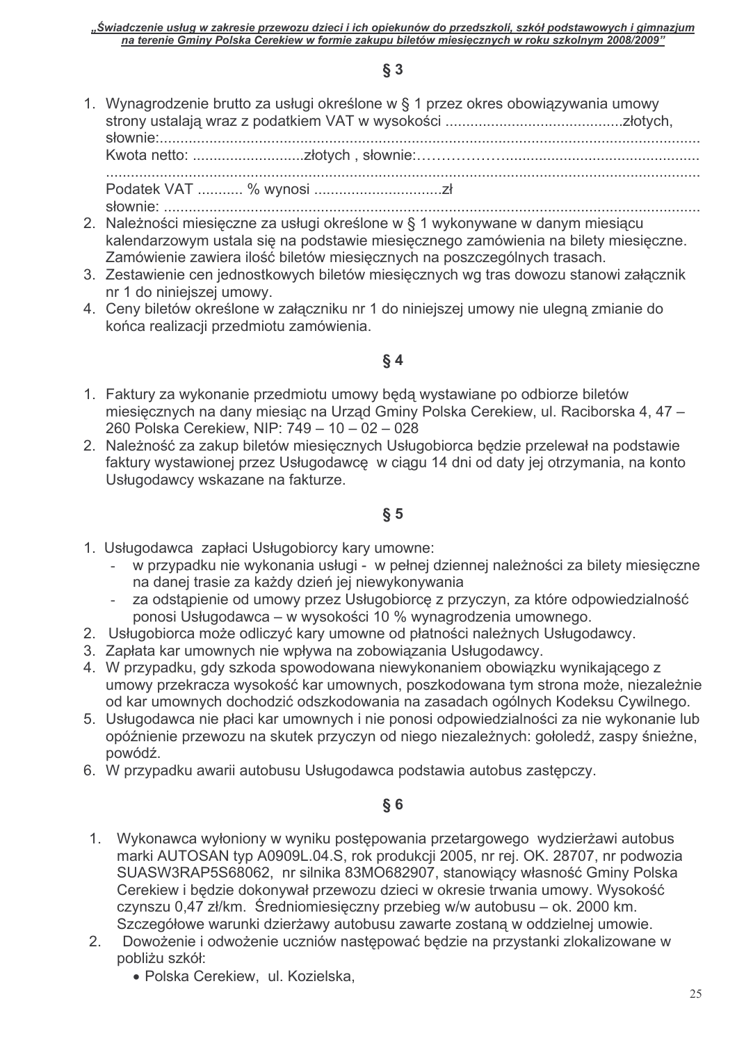## § 3

1. Wynagrodzenie brutto za usługi określone w § 1 przez okres obowiązywania umowy strony ustalają wraz z podatkiem VAT w wysokości ..........................................złotych, słownie:........................................................................................................................
Kwota netto: ..........................złotych , słownie:…………….................................................
........................................................................................................................................
Podatek VAT ........... % wynosi ..............................zł
słownie: ..................................................................................................................
2. Należności miesięczne za usługi określone w § 1 wykonywane w danym miesiącu kalendarzowym ustala się na podstawie miesięcznego zamówienia na bilety miesięczne. Zamówienie zawiera ilość biletów miesięcznych na poszczególnych trasach.
3. Zestawienie cen jednostkowych biletów miesięcznych wg tras dowozu stanowi załącznik nr 1 do niniejszej umowy.
4. Ceny biletów określone w załączniku nr 1 do niniejszej umowy nie ulegną zmianie do końca realizacji przedmiotu zamówienia.

## § 4

1. Faktury za wykonanie przedmiotu umowy będą wystawiane po odbiorze biletów miesięcznych na dany miesiąc na Urząd Gminy Polska Cerekiew, ul. Raciborska 4, 47 – 260 Polska Cerekiew, NIP: 749 – 10 – 02 – 028
2. Należność za zakup biletów miesięcznych Usługobiorca będzie przelewał na podstawie faktury wystawionej przez Usługodawcę w ciągu 14 dni od daty jej otrzymania, na konto Usługodawcy wskazane na fakturze.

## § 5

1. Usługodawca zapłaci Usługobiorcy kary umowne:
   - w przypadku nie wykonania usługi - w pełnej dziennej należności za bilety miesięczne na danej trasie za każdy dzień jej niewykonywania
   - za odstąpienie od umowy przez Usługobiorcę z przyczyn, za które odpowiedzialność ponosi Usługodawca – w wysokości 10 % wynagrodzenia umownego.
2. Usługobiorca może odliczyć kary umowne od płatności należnych Usługodawcy.
3. Zapłata kar umownych nie wpływa na zobowiązania Usługodawcy.
4. W przypadku, gdy szkoda spowodowana niewykonaniem obowiązku wynikającego z umowy przekracza wysokość kar umownych, poszkodowana tym strona może, niezależnie od kar umownych dochodzić odszkodowania na zasadach ogólnych Kodeksu Cywilnego.
5. Usługodawca nie płaci kar umownych i nie ponosi odpowiedzialności za nie wykonanie lub opóźnienie przewozu na skutek przyczyn od niego niezależnych: gołoledź, zaspy śnieżne, powódź.
6. W przypadku awarii autobusu Usługodawca podstawia autobus zastępczy.

## § 6

1. Wykonawca wyłoniony w wyniku postępowania przetargowego wydzierżawi autobus marki AUTOSAN typ A0909L.04.S, rok produkcji 2005, nr rej. OK. 28707, nr podwozia SUASW3RAP5S68062, nr silnika 83MO682907, stanowiący własność Gminy Polska Cerekiew i będzie dokonywał przewozu dzieci w okresie trwania umowy. Wysokość czynszu 0,47 zł/km. Średniomiesięczny przebieg w/w autobusu – ok. 2000 km. Szczegółowe warunki dzierżawy autobusu zawarte zostaną w oddzielnej umowie.
2. Dowożenie i odwożenie uczniów następować będzie na przystanki zlokalizowane w pobliżu szkół:
   - Polska Cerekiew, ul. Kozielska,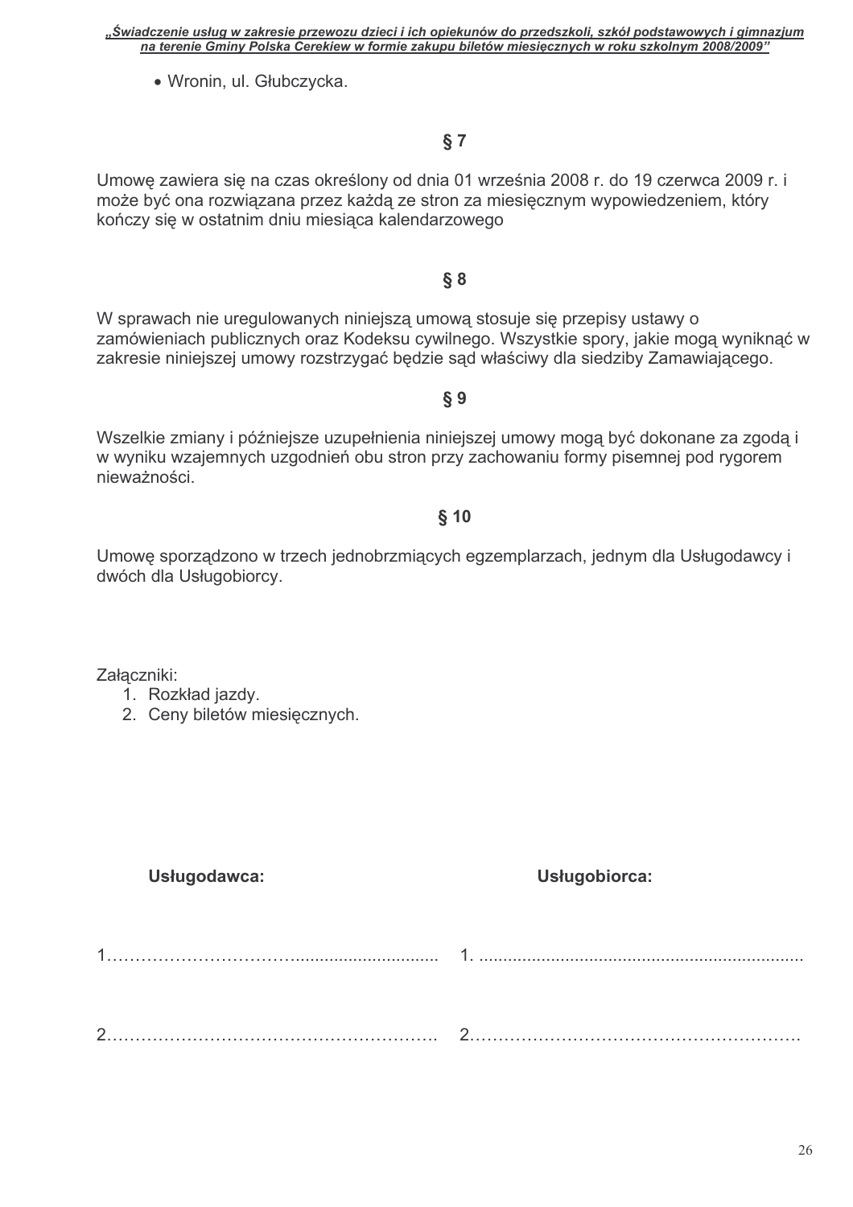- Wronin, ul. Głubczycka.

### § 7

Umowę zawiera się na czas określony od dnia 01 września 2008 r. do 19 czerwca 2009 r. i może być ona rozwiązana przez każdą ze stron za miesięcznym wypowiedzeniem, który kończy się w ostatnim dniu miesiąca kalendarzowego

### § 8

W sprawach nie uregulowanych niniejszą umową stosuje się przepisy ustawy o zamówieniach publicznych oraz Kodeksu cywilnego. Wszystkie spory, jakie mogą wyniknąć w zakresie niniejszej umowy rozstrzygać będzie sąd właściwy dla siedziby Zamawiającego.

### § 9

Wszelkie zmiany i późniejsze uzupełnienia niniejszej umowy mogą być dokonane za zgodą i w wyniku wzajemnych uzgodnień obu stron przy zachowaniu formy pisemnej pod rygorem nieważności.

### § 10

Umowę sporządzono w trzech jednobrzmiących egzemplarzach, jednym dla Usługodawcy i dwóch dla Usługobiorcy.

Załączniki:

1. Rozkład jazdy.
2. Ceny biletów miesięcznych.

| **Usługodawca:** | **Usługobiorca:** |
|---|---|
| 1……………………………........................... | 1. .................................................................. |
| 2…………………………………………………. | 2…………………………………………………. |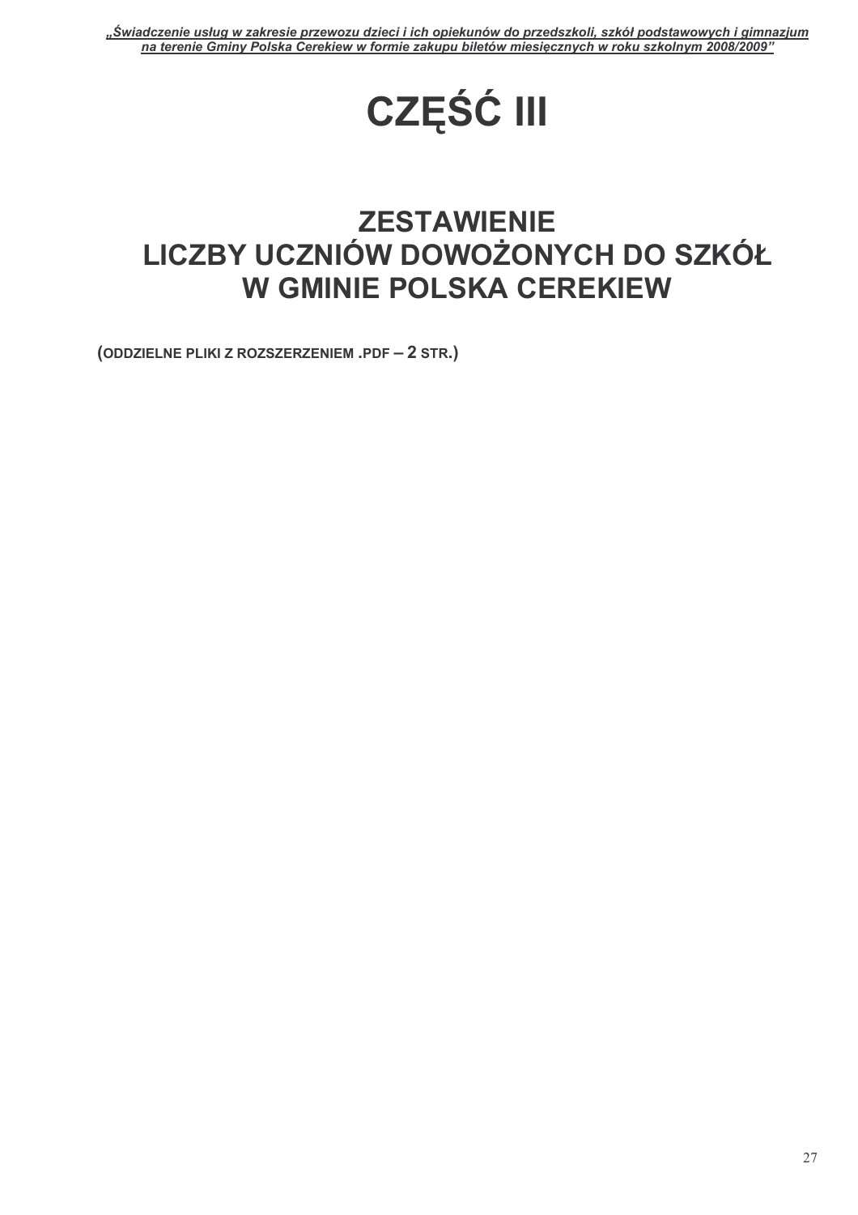# CZĘŚĆ III

## ZESTAWIENIE LICZBY UCZNIÓW DOWOŻONYCH DO SZKÓŁ W GMINIE POLSKA CEREKIEW

**(ODDZIELNE PLIKI Z ROZSZERZENIEM .PDF – 2 STR.)**